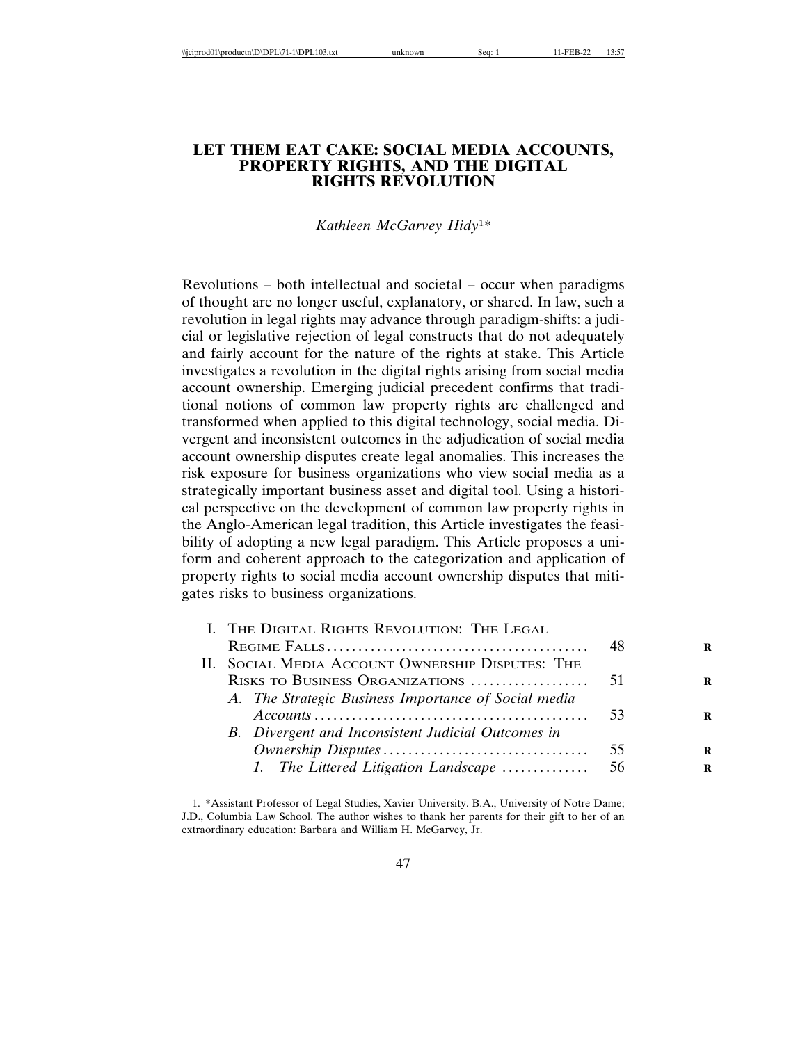# LET THEM EAT CAKE: SOCIAL MEDIA ACCOUNTS, PROPERTY RIGHTS, AND THE DIGITAL RIGHTS REVOLUTION

*Kathleen McGarvey Hidy*[1]*

Revolutions – both intellectual and societal – occur when paradigms of thought are no longer useful, explanatory, or shared. In law, such a revolution in legal rights may advance through paradigm-shifts: a judicial or legislative rejection of legal constructs that do not adequately and fairly account for the nature of the rights at stake. This Article investigates a revolution in the digital rights arising from social media account ownership. Emerging judicial precedent confirms that traditional notions of common law property rights are challenged and transformed when applied to this digital technology, social media. Divergent and inconsistent outcomes in the adjudication of social media account ownership disputes create legal anomalies. This increases the risk exposure for business organizations who view social media as a strategically important business asset and digital tool. Using a historical perspective on the development of common law property rights in the Anglo-American legal tradition, this Article investigates the feasibility of adopting a new legal paradigm. This Article proposes a uniform and coherent approach to the categorization and application of property rights to social media account ownership disputes that mitigates risks to business organizations.

I. THE DIGITAL RIGHTS REVOLUTION: THE LEGAL REGIME FALLS .......... 48

II. SOCIAL MEDIA ACCOUNT OWNERSHIP DISPUTES: THE RISKS TO BUSINESS ORGANIZATIONS .......... 51

- A. *The Strategic Business Importance of Social media Accounts* .......... 53
- B. *Divergent and Inconsistent Judicial Outcomes in Ownership Disputes* .......... 55
  - 1. *The Littered Litigation Landscape* .......... 56

---

1. *Assistant Professor of Legal Studies, Xavier University. B.A., University of Notre Dame; J.D., Columbia Law School. The author wishes to thank her parents for their gift to her of an extraordinary education: Barbara and William H. McGarvey, Jr.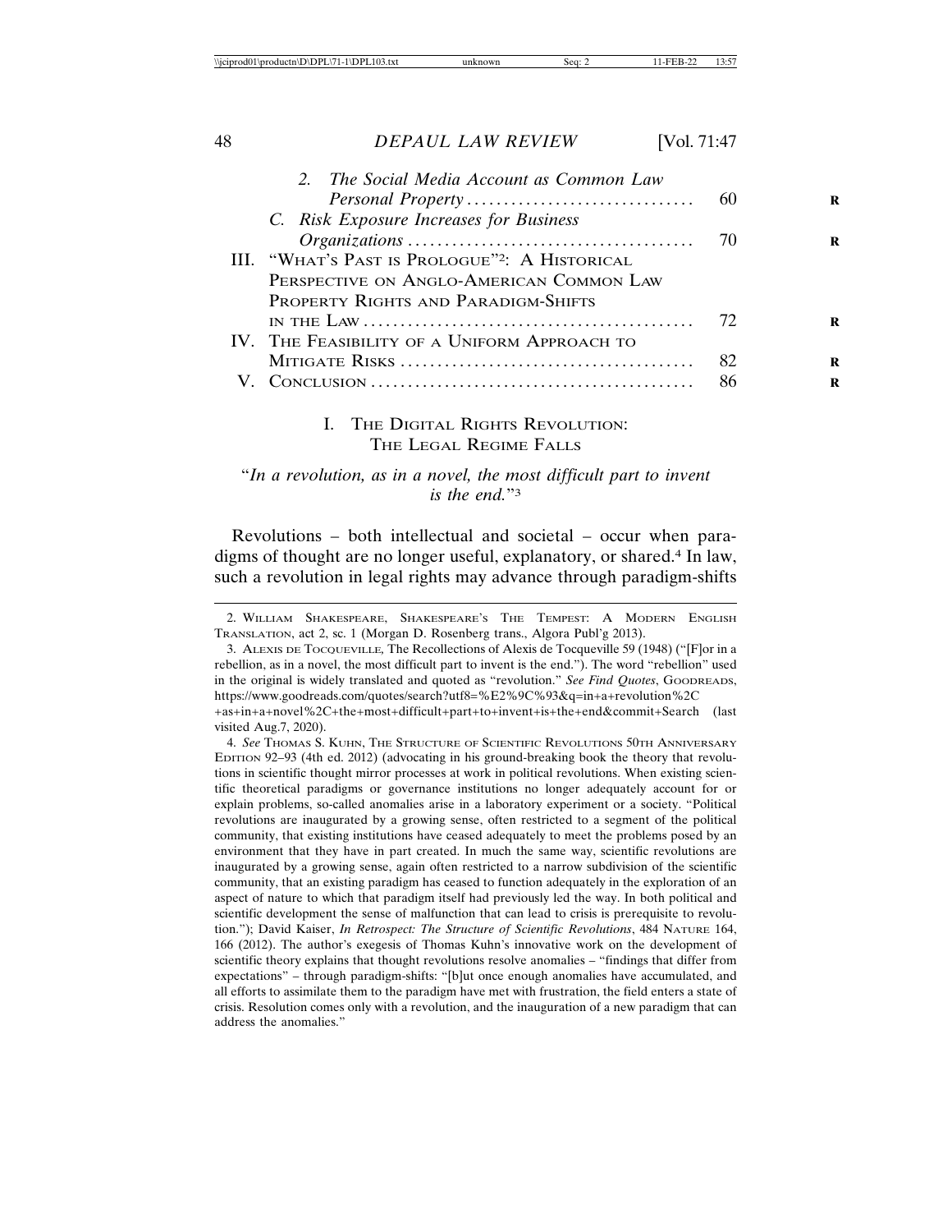2. *The Social Media Account as Common Law Personal Property* ..... 60

C. *Risk Exposure Increases for Business Organizations* ..... 70

III. "What's Past is Prologue"[2]: A Historical Perspective on Anglo-American Common Law Property Rights and Paradigm-Shifts in the Law ..... 72

IV. The Feasibility of a Uniform Approach to Mitigate Risks ..... 82

V. Conclusion ..... 86

## I. The Digital Rights Revolution: The Legal Regime Falls

"*In a revolution, as in a novel, the most difficult part to invent is the end.*"[3]

Revolutions – both intellectual and societal – occur when paradigms of thought are no longer useful, explanatory, or shared.[4] In law, such a revolution in legal rights may advance through paradigm-shifts

---

2. William Shakespeare, Shakespeare's The Tempest: A Modern English Translation, act 2, sc. 1 (Morgan D. Rosenberg trans., Algora Publ'g 2013).

3. Alexis de Tocqueville, The Recollections of Alexis de Tocqueville 59 (1948) ("[F]or in a rebellion, as in a novel, the most difficult part to invent is the end."). The word "rebellion" used in the original is widely translated and quoted as "revolution." *See Find Quotes*, Goodreads, https://www.goodreads.com/quotes/search?utf8=%E2%9C%93&q=in+a+revolution%2C+as+in+a+novel%2C+the+most+difficult+part+to+invent+is+the+end&commit=Search (last visited Aug.7, 2020).

4. *See* Thomas S. Kuhn, The Structure of Scientific Revolutions 50th Anniversary Edition 92–93 (4th ed. 2012) (advocating in his ground-breaking book the theory that revolutions in scientific thought mirror processes at work in political revolutions. When existing scientific theoretical paradigms or governance institutions no longer adequately account for or explain problems, so-called anomalies arise in a laboratory experiment or a society. "Political revolutions are inaugurated by a growing sense, often restricted to a segment of the political community, that existing institutions have ceased adequately to meet the problems posed by an environment that they have in part created. In much the same way, scientific revolutions are inaugurated by a growing sense, again often restricted to a narrow subdivision of the scientific community, that an existing paradigm has ceased to function adequately in the exploration of an aspect of nature to which that paradigm itself had previously led the way. In both political and scientific development the sense of malfunction that can lead to crisis is prerequisite to revolution."); David Kaiser, *In Retrospect: The Structure of Scientific Revolutions*, 484 Nature 164, 166 (2012). The author's exegesis of Thomas Kuhn's innovative work on the development of scientific theory explains that thought revolutions resolve anomalies – "findings that differ from expectations" – through paradigm-shifts: "[b]ut once enough anomalies have accumulated, and all efforts to assimilate them to the paradigm have met with frustration, the field enters a state of crisis. Resolution comes only with a revolution, and the inauguration of a new paradigm that can address the anomalies."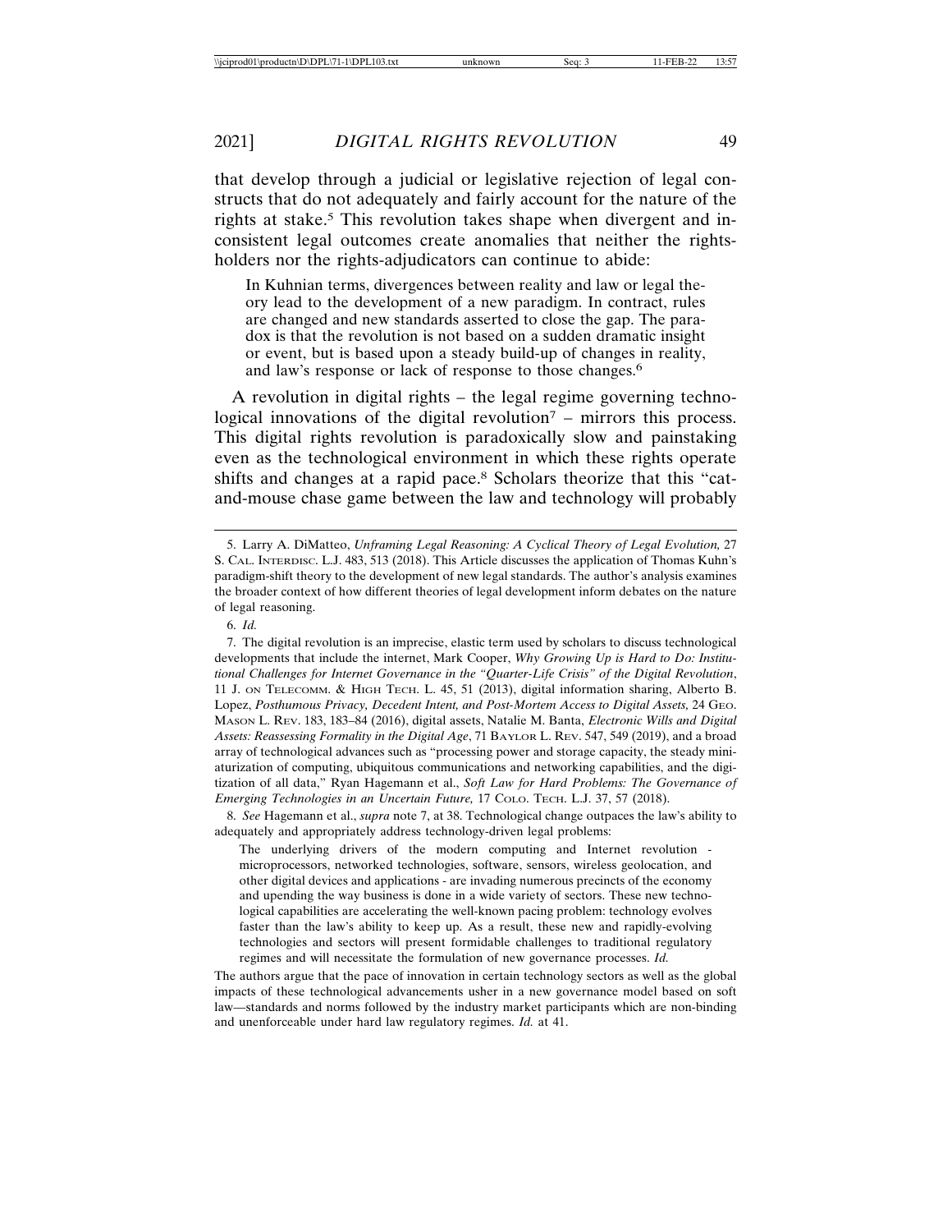that develop through a judicial or legislative rejection of legal constructs that do not adequately and fairly account for the nature of the rights at stake.[5] This revolution takes shape when divergent and inconsistent legal outcomes create anomalies that neither the rights-holders nor the rights-adjudicators can continue to abide:

> In Kuhnian terms, divergences between reality and law or legal theory lead to the development of a new paradigm. In contract, rules are changed and new standards asserted to close the gap. The paradox is that the revolution is not based on a sudden dramatic insight or event, but is based upon a steady build-up of changes in reality, and law's response or lack of response to those changes.[6]

A revolution in digital rights – the legal regime governing technological innovations of the digital revolution[7] – mirrors this process. This digital rights revolution is paradoxically slow and painstaking even as the technological environment in which these rights operate shifts and changes at a rapid pace.[8] Scholars theorize that this "cat-and-mouse chase game between the law and technology will probably

---

5. Larry A. DiMatteo, *Unframing Legal Reasoning: A Cyclical Theory of Legal Evolution,* 27 S. CAL. INTERDISC. L.J. 483, 513 (2018). This Article discusses the application of Thomas Kuhn's paradigm-shift theory to the development of new legal standards. The author's analysis examines the broader context of how different theories of legal development inform debates on the nature of legal reasoning.

6. *Id.*

7. The digital revolution is an imprecise, elastic term used by scholars to discuss technological developments that include the internet, Mark Cooper, *Why Growing Up is Hard to Do: Institutional Challenges for Internet Governance in the "Quarter-Life Crisis" of the Digital Revolution*, 11 J. ON TELECOMM. & HIGH TECH. L. 45, 51 (2013), digital information sharing, Alberto B. Lopez, *Posthumous Privacy, Decedent Intent, and Post-Mortem Access to Digital Assets,* 24 GEO. MASON L. REV. 183, 183–84 (2016), digital assets, Natalie M. Banta, *Electronic Wills and Digital Assets: Reassessing Formality in the Digital Age*, 71 BAYLOR L. REV. 547, 549 (2019), and a broad array of technological advances such as "processing power and storage capacity, the steady miniaturization of computing, ubiquitous communications and networking capabilities, and the digitization of all data," Ryan Hagemann et al., *Soft Law for Hard Problems: The Governance of Emerging Technologies in an Uncertain Future,* 17 COLO. TECH. L.J. 37, 57 (2018).

8. *See* Hagemann et al., *supra* note 7, at 38. Technological change outpaces the law's ability to adequately and appropriately address technology-driven legal problems:

> The underlying drivers of the modern computing and Internet revolution - microprocessors, networked technologies, software, sensors, wireless geolocation, and other digital devices and applications - are invading numerous precincts of the economy and upending the way business is done in a wide variety of sectors. These new technological capabilities are accelerating the well-known pacing problem: technology evolves faster than the law's ability to keep up. As a result, these new and rapidly-evolving technologies and sectors will present formidable challenges to traditional regulatory regimes and will necessitate the formulation of new governance processes. *Id.*

The authors argue that the pace of innovation in certain technology sectors as well as the global impacts of these technological advancements usher in a new governance model based on soft law—standards and norms followed by the industry market participants which are non-binding and unenforceable under hard law regulatory regimes. *Id.* at 41.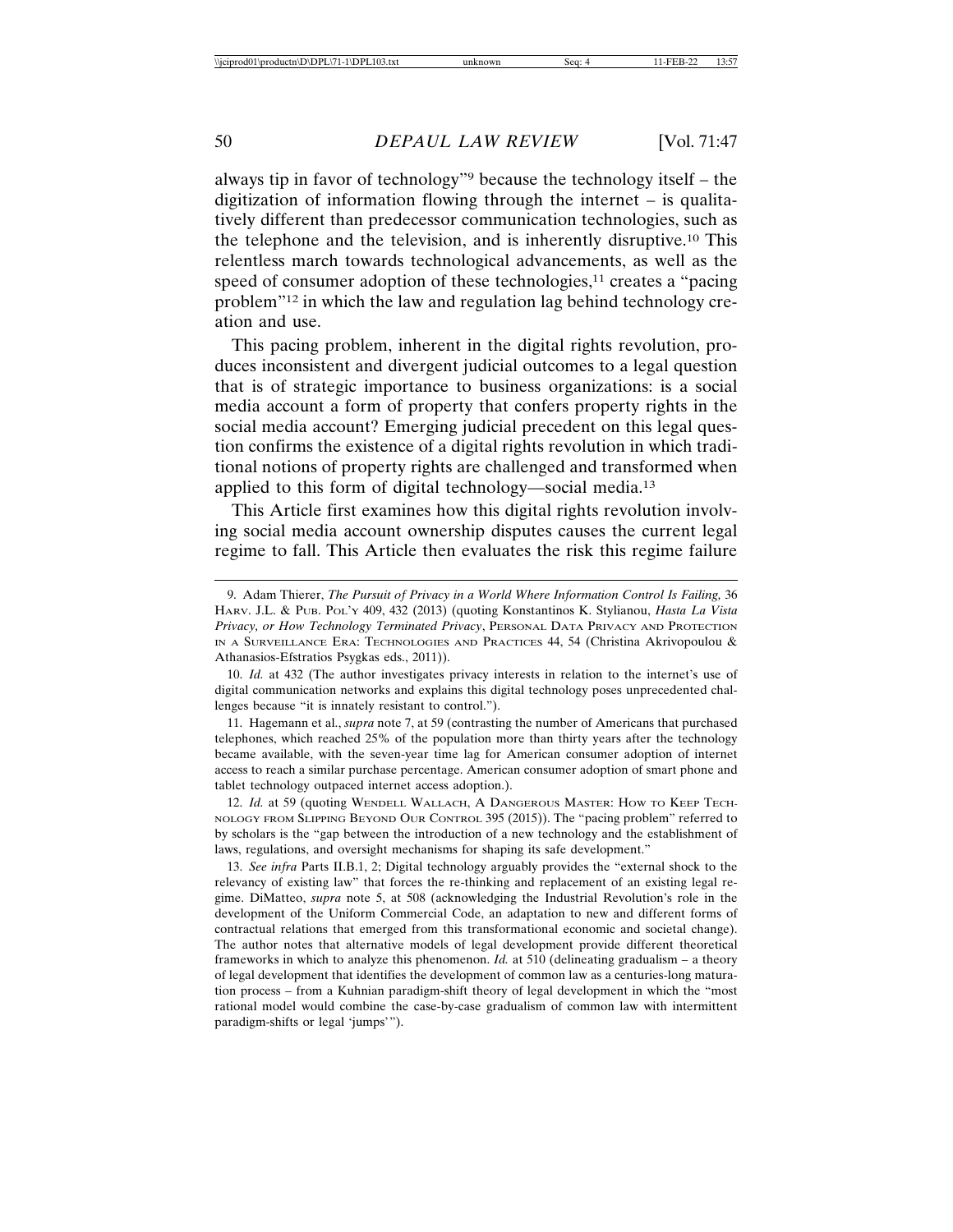always tip in favor of technology"[9] because the technology itself – the digitization of information flowing through the internet – is qualitatively different than predecessor communication technologies, such as the telephone and the television, and is inherently disruptive.[10] This relentless march towards technological advancements, as well as the speed of consumer adoption of these technologies,[11] creates a "pacing problem"[12] in which the law and regulation lag behind technology creation and use.

This pacing problem, inherent in the digital rights revolution, produces inconsistent and divergent judicial outcomes to a legal question that is of strategic importance to business organizations: is a social media account a form of property that confers property rights in the social media account? Emerging judicial precedent on this legal question confirms the existence of a digital rights revolution in which traditional notions of property rights are challenged and transformed when applied to this form of digital technology—social media.[13]

This Article first examines how this digital rights revolution involving social media account ownership disputes causes the current legal regime to fall. This Article then evaluates the risk this regime failure

---

9. Adam Thierer, *The Pursuit of Privacy in a World Where Information Control Is Failing,* 36 HARV. J.L. & PUB. POL'Y 409, 432 (2013) (quoting Konstantinos K. Stylianou, *Hasta La Vista Privacy, or How Technology Terminated Privacy*, PERSONAL DATA PRIVACY AND PROTECTION IN A SURVEILLANCE ERA: TECHNOLOGIES AND PRACTICES 44, 54 (Christina Akrivopoulou & Athanasios-Efstratios Psygkas eds., 2011)).

10. *Id.* at 432 (The author investigates privacy interests in relation to the internet's use of digital communication networks and explains this digital technology poses unprecedented challenges because "it is innately resistant to control.").

11. Hagemann et al., *supra* note 7, at 59 (contrasting the number of Americans that purchased telephones, which reached 25% of the population more than thirty years after the technology became available, with the seven-year time lag for American consumer adoption of internet access to reach a similar purchase percentage. American consumer adoption of smart phone and tablet technology outpaced internet access adoption.).

12. *Id.* at 59 (quoting WENDELL WALLACH, A DANGEROUS MASTER: HOW TO KEEP TECHNOLOGY FROM SLIPPING BEYOND OUR CONTROL 395 (2015)). The "pacing problem" referred to by scholars is the "gap between the introduction of a new technology and the establishment of laws, regulations, and oversight mechanisms for shaping its safe development."

13. *See infra* Parts II.B.1, 2; Digital technology arguably provides the "external shock to the relevancy of existing law" that forces the re-thinking and replacement of an existing legal regime. DiMatteo, *supra* note 5, at 508 (acknowledging the Industrial Revolution's role in the development of the Uniform Commercial Code, an adaptation to new and different forms of contractual relations that emerged from this transformational economic and societal change). The author notes that alternative models of legal development provide different theoretical frameworks in which to analyze this phenomenon. *Id.* at 510 (delineating gradualism – a theory of legal development that identifies the development of common law as a centuries-long maturation process – from a Kuhnian paradigm-shift theory of legal development in which the "most rational model would combine the case-by-case gradualism of common law with intermittent paradigm-shifts or legal 'jumps'").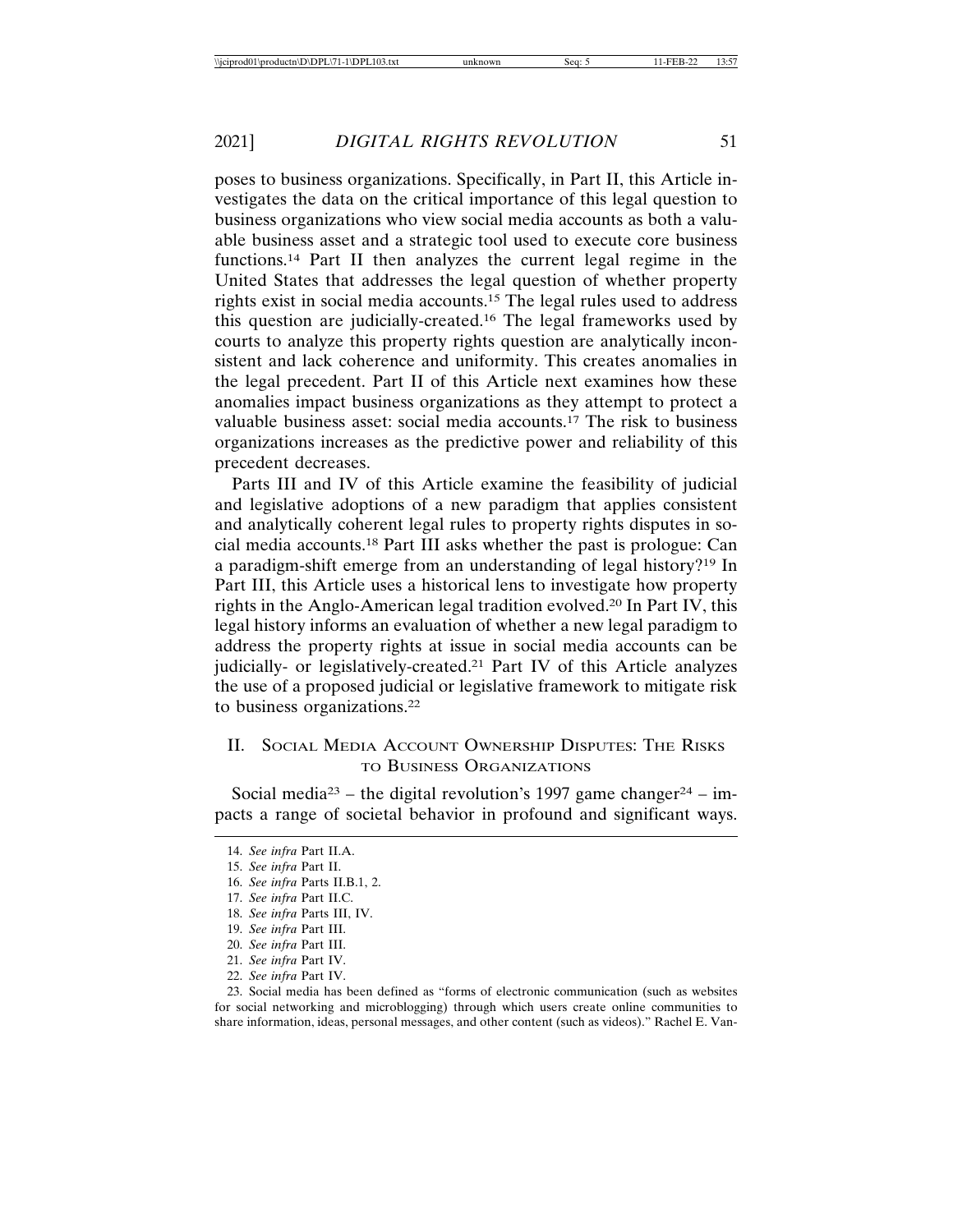poses to business organizations. Specifically, in Part II, this Article investigates the data on the critical importance of this legal question to business organizations who view social media accounts as both a valuable business asset and a strategic tool used to execute core business functions.[14] Part II then analyzes the current legal regime in the United States that addresses the legal question of whether property rights exist in social media accounts.[15] The legal rules used to address this question are judicially-created.[16] The legal frameworks used by courts to analyze this property rights question are analytically inconsistent and lack coherence and uniformity. This creates anomalies in the legal precedent. Part II of this Article next examines how these anomalies impact business organizations as they attempt to protect a valuable business asset: social media accounts.[17] The risk to business organizations increases as the predictive power and reliability of this precedent decreases.

Parts III and IV of this Article examine the feasibility of judicial and legislative adoptions of a new paradigm that applies consistent and analytically coherent legal rules to property rights disputes in social media accounts.[18] Part III asks whether the past is prologue: Can a paradigm-shift emerge from an understanding of legal history?[19] In Part III, this Article uses a historical lens to investigate how property rights in the Anglo-American legal tradition evolved.[20] In Part IV, this legal history informs an evaluation of whether a new legal paradigm to address the property rights at issue in social media accounts can be judicially- or legislatively-created.[21] Part IV of this Article analyzes the use of a proposed judicial or legislative framework to mitigate risk to business organizations.[22]

## II. Social Media Account Ownership Disputes: The Risks to Business Organizations

Social media[23] – the digital revolution's 1997 game changer[24] – impacts a range of societal behavior in profound and significant ways.

---

14. *See infra* Part II.A.

15. *See infra* Part II.

16. *See infra* Parts II.B.1, 2.

17. *See infra* Part II.C.

18. *See infra* Parts III, IV.

19. *See infra* Part III.

20. *See infra* Part III.

21. *See infra* Part IV.

22. *See infra* Part IV.

23. Social media has been defined as "forms of electronic communication (such as websites for social networking and microblogging) through which users create online communities to share information, ideas, personal messages, and other content (such as videos)." Rachel E. Van-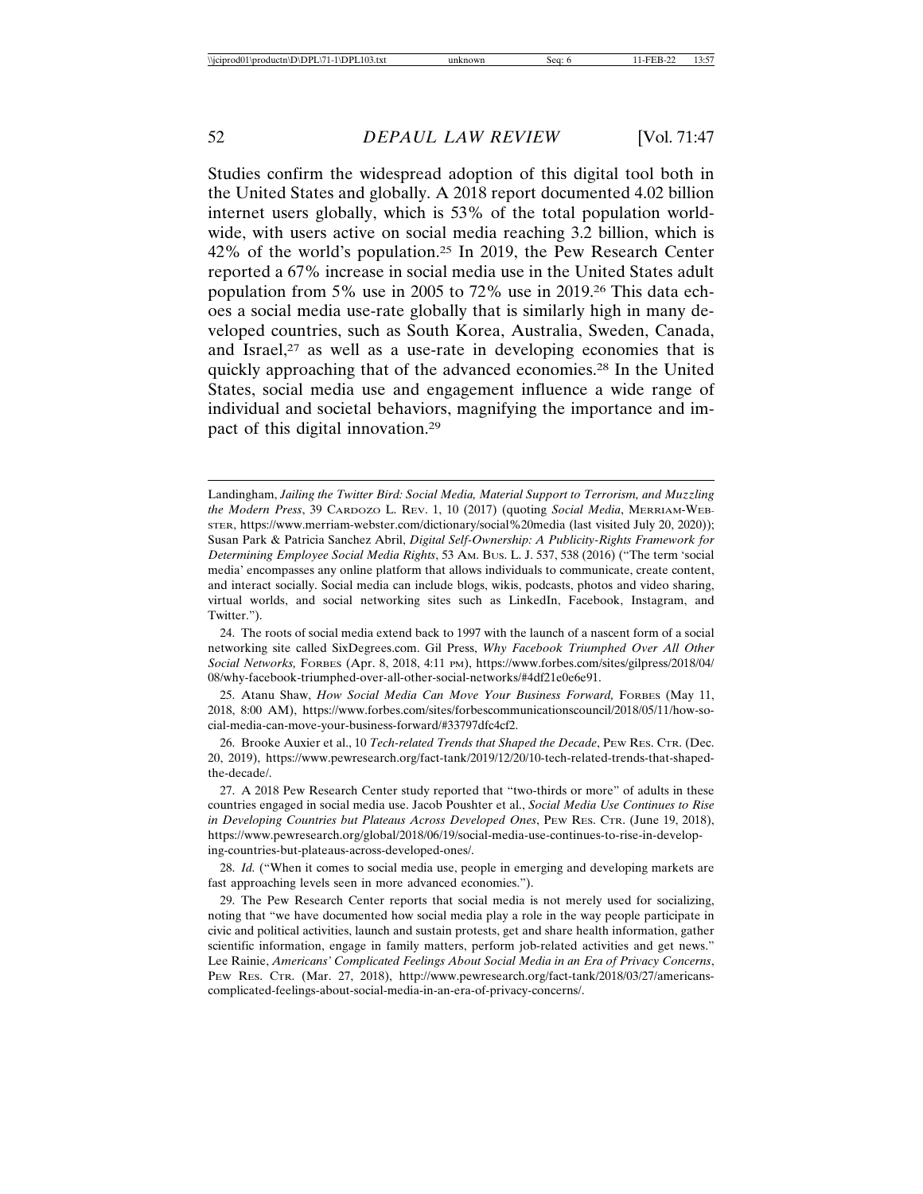Studies confirm the widespread adoption of this digital tool both in the United States and globally. A 2018 report documented 4.02 billion internet users globally, which is 53% of the total population worldwide, with users active on social media reaching 3.2 billion, which is 42% of the world's population.[25] In 2019, the Pew Research Center reported a 67% increase in social media use in the United States adult population from 5% use in 2005 to 72% use in 2019.[26] This data echoes a social media use-rate globally that is similarly high in many developed countries, such as South Korea, Australia, Sweden, Canada, and Israel,[27] as well as a use-rate in developing economies that is quickly approaching that of the advanced economies.[28] In the United States, social media use and engagement influence a wide range of individual and societal behaviors, magnifying the importance and impact of this digital innovation.[29]

---

Landingham, *Jailing the Twitter Bird: Social Media, Material Support to Terrorism, and Muzzling the Modern Press*, 39 Cardozo L. Rev. 1, 10 (2017) (quoting *Social Media*, Merriam-Webster, https://www.merriam-webster.com/dictionary/social%20media (last visited July 20, 2020)); Susan Park & Patricia Sanchez Abril, *Digital Self-Ownership: A Publicity-Rights Framework for Determining Employee Social Media Rights*, 53 Am. Bus. L. J. 537, 538 (2016) ("The term 'social media' encompasses any online platform that allows individuals to communicate, create content, and interact socially. Social media can include blogs, wikis, podcasts, photos and video sharing, virtual worlds, and social networking sites such as LinkedIn, Facebook, Instagram, and Twitter.").

24. The roots of social media extend back to 1997 with the launch of a nascent form of a social networking site called SixDegrees.com. Gil Press, *Why Facebook Triumphed Over All Other Social Networks,* Forbes (Apr. 8, 2018, 4:11 pm), https://www.forbes.com/sites/gilpress/2018/04/08/why-facebook-triumphed-over-all-other-social-networks/#4df21e0e6e91.

25. Atanu Shaw, *How Social Media Can Move Your Business Forward,* Forbes (May 11, 2018, 8:00 AM), https://www.forbes.com/sites/forbescommunicationscouncil/2018/05/11/how-social-media-can-move-your-business-forward/#33797dfc4cf2.

26. Brooke Auxier et al., 10 *Tech-related Trends that Shaped the Decade*, Pew Res. Ctr. (Dec. 20, 2019), https://www.pewresearch.org/fact-tank/2019/12/20/10-tech-related-trends-that-shaped-the-decade/.

27. A 2018 Pew Research Center study reported that "two-thirds or more" of adults in these countries engaged in social media use. Jacob Poushter et al., *Social Media Use Continues to Rise in Developing Countries but Plateaus Across Developed Ones*, Pew Res. Ctr. (June 19, 2018), https://www.pewresearch.org/global/2018/06/19/social-media-use-continues-to-rise-in-developing-countries-but-plateaus-across-developed-ones/.

28. *Id.* ("When it comes to social media use, people in emerging and developing markets are fast approaching levels seen in more advanced economies.").

29. The Pew Research Center reports that social media is not merely used for socializing, noting that "we have documented how social media play a role in the way people participate in civic and political activities, launch and sustain protests, get and share health information, gather scientific information, engage in family matters, perform job-related activities and get news." Lee Rainie, *Americans' Complicated Feelings About Social Media in an Era of Privacy Concerns*, Pew Res. Ctr. (Mar. 27, 2018), http://www.pewresearch.org/fact-tank/2018/03/27/americans-complicated-feelings-about-social-media-in-an-era-of-privacy-concerns/.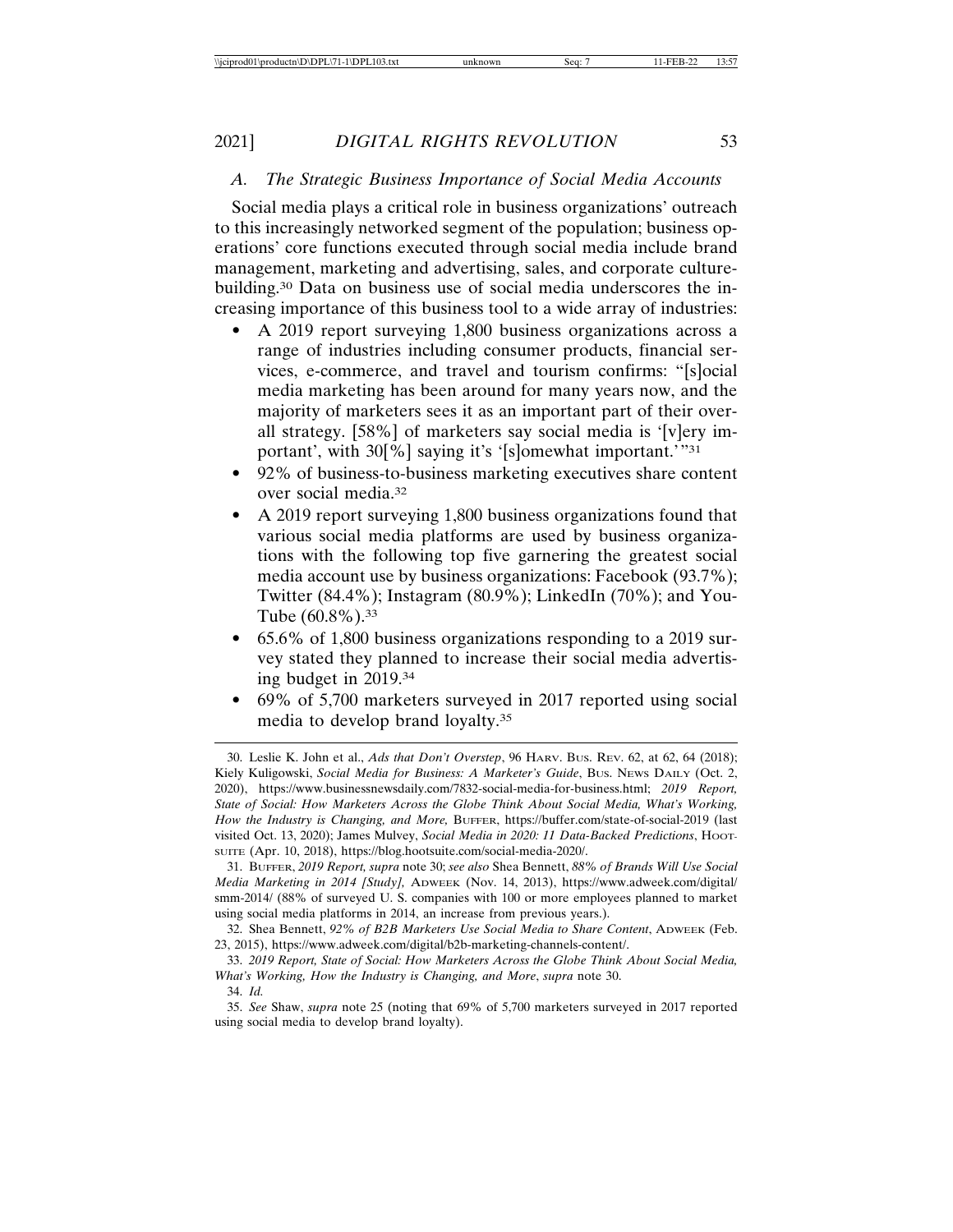### *A. The Strategic Business Importance of Social Media Accounts*

Social media plays a critical role in business organizations' outreach to this increasingly networked segment of the population; business operations' core functions executed through social media include brand management, marketing and advertising, sales, and corporate culture-building.[30] Data on business use of social media underscores the increasing importance of this business tool to a wide array of industries:

- A 2019 report surveying 1,800 business organizations across a range of industries including consumer products, financial services, e-commerce, and travel and tourism confirms: "[s]ocial media marketing has been around for many years now, and the majority of marketers sees it as an important part of their overall strategy. [58%] of marketers say social media is '[v]ery important', with 30[%] saying it's '[s]omewhat important.'"[31]
- 92% of business-to-business marketing executives share content over social media.[32]
- A 2019 report surveying 1,800 business organizations found that various social media platforms are used by business organizations with the following top five garnering the greatest social media account use by business organizations: Facebook (93.7%); Twitter (84.4%); Instagram (80.9%); LinkedIn (70%); and YouTube (60.8%).[33]
- 65.6% of 1,800 business organizations responding to a 2019 survey stated they planned to increase their social media advertising budget in 2019.[34]
- 69% of 5,700 marketers surveyed in 2017 reported using social media to develop brand loyalty.[35]

---

30. Leslie K. John et al., *Ads that Don't Overstep*, 96 HARV. BUS. REV. 62, at 62, 64 (2018); Kiely Kuligowski, *Social Media for Business: A Marketer's Guide*, BUS. NEWS DAILY (Oct. 2, 2020), https://www.businessnewsdaily.com/7832-social-media-for-business.html; *2019 Report, State of Social: How Marketers Across the Globe Think About Social Media, What's Working, How the Industry is Changing, and More,* BUFFER, https://buffer.com/state-of-social-2019 (last visited Oct. 13, 2020); James Mulvey, *Social Media in 2020: 11 Data-Backed Predictions*, HOOTSUITE (Apr. 10, 2018), https://blog.hootsuite.com/social-media-2020/.

31. BUFFER, *2019 Report, supra* note 30; *see also* Shea Bennett, *88% of Brands Will Use Social Media Marketing in 2014 [Study],* ADWEEK (Nov. 14, 2013), https://www.adweek.com/digital/smm-2014/ (88% of surveyed U. S. companies with 100 or more employees planned to market using social media platforms in 2014, an increase from previous years.).

32. Shea Bennett, *92% of B2B Marketers Use Social Media to Share Content*, ADWEEK (Feb. 23, 2015), https://www.adweek.com/digital/b2b-marketing-channels-content/.

33. *2019 Report, State of Social: How Marketers Across the Globe Think About Social Media, What's Working, How the Industry is Changing, and More*, *supra* note 30.

34. *Id.*

35. *See* Shaw, *supra* note 25 (noting that 69% of 5,700 marketers surveyed in 2017 reported using social media to develop brand loyalty).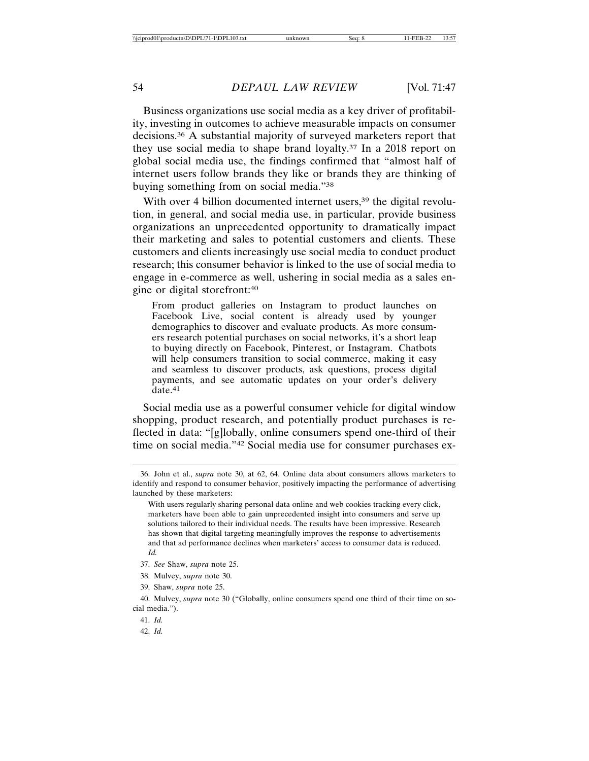Business organizations use social media as a key driver of profitability, investing in outcomes to achieve measurable impacts on consumer decisions.[36] A substantial majority of surveyed marketers report that they use social media to shape brand loyalty.[37] In a 2018 report on global social media use, the findings confirmed that "almost half of internet users follow brands they like or brands they are thinking of buying something from on social media."[38]

With over 4 billion documented internet users,[39] the digital revolution, in general, and social media use, in particular, provide business organizations an unprecedented opportunity to dramatically impact their marketing and sales to potential customers and clients. These customers and clients increasingly use social media to conduct product research; this consumer behavior is linked to the use of social media to engage in e-commerce as well, ushering in social media as a sales engine or digital storefront:[40]

> From product galleries on Instagram to product launches on Facebook Live, social content is already used by younger demographics to discover and evaluate products. As more consumers research potential purchases on social networks, it's a short leap to buying directly on Facebook, Pinterest, or Instagram. Chatbots will help consumers transition to social commerce, making it easy and seamless to discover products, ask questions, process digital payments, and see automatic updates on your order's delivery date.[41]

Social media use as a powerful consumer vehicle for digital window shopping, product research, and potentially product purchases is reflected in data: "[g]lobally, online consumers spend one-third of their time on social media."[42] Social media use for consumer purchases ex-

---

36. John et al., *supra* note 30, at 62, 64. Online data about consumers allows marketers to identify and respond to consumer behavior, positively impacting the performance of advertising launched by these marketers:

> With users regularly sharing personal data online and web cookies tracking every click, marketers have been able to gain unprecedented insight into consumers and serve up solutions tailored to their individual needs. The results have been impressive. Research has shown that digital targeting meaningfully improves the response to advertisements and that ad performance declines when marketers' access to consumer data is reduced. *Id.*

37. *See* Shaw, *supra* note 25.

38. Mulvey, *supra* note 30.

39. Shaw, *supra* note 25.

40. Mulvey, *supra* note 30 ("Globally, online consumers spend one third of their time on social media.").

41. *Id.*

42. *Id.*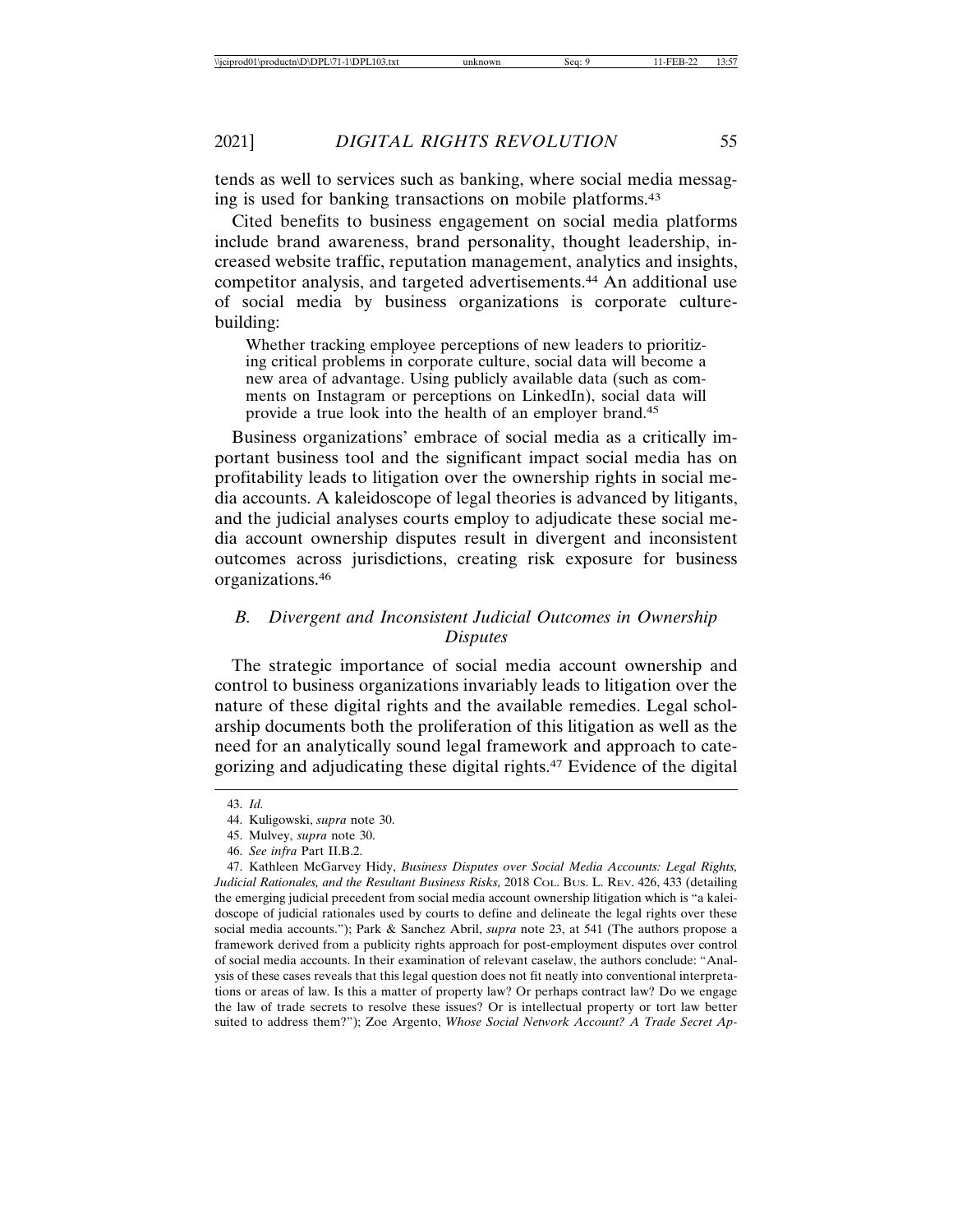tends as well to services such as banking, where social media messaging is used for banking transactions on mobile platforms.[43]

Cited benefits to business engagement on social media platforms include brand awareness, brand personality, thought leadership, increased website traffic, reputation management, analytics and insights, competitor analysis, and targeted advertisements.[44] An additional use of social media by business organizations is corporate culture-building:

> Whether tracking employee perceptions of new leaders to prioritizing critical problems in corporate culture, social data will become a new area of advantage. Using publicly available data (such as comments on Instagram or perceptions on LinkedIn), social data will provide a true look into the health of an employer brand.[45]

Business organizations' embrace of social media as a critically important business tool and the significant impact social media has on profitability leads to litigation over the ownership rights in social media accounts. A kaleidoscope of legal theories is advanced by litigants, and the judicial analyses courts employ to adjudicate these social media account ownership disputes result in divergent and inconsistent outcomes across jurisdictions, creating risk exposure for business organizations.[46]

### *B. Divergent and Inconsistent Judicial Outcomes in Ownership Disputes*

The strategic importance of social media account ownership and control to business organizations invariably leads to litigation over the nature of these digital rights and the available remedies. Legal scholarship documents both the proliferation of this litigation as well as the need for an analytically sound legal framework and approach to categorizing and adjudicating these digital rights.[47] Evidence of the digital

---

43. *Id.*

44. Kuligowski, *supra* note 30.

45. Mulvey, *supra* note 30.

46. *See infra* Part II.B.2.

47. Kathleen McGarvey Hidy, *Business Disputes over Social Media Accounts: Legal Rights, Judicial Rationales, and the Resultant Business Risks*, 2018 COL. BUS. L. REV. 426, 433 (detailing the emerging judicial precedent from social media account ownership litigation which is "a kaleidoscope of judicial rationales used by courts to define and delineate the legal rights over these social media accounts."); Park & Sanchez Abril, *supra* note 23, at 541 (The authors propose a framework derived from a publicity rights approach for post-employment disputes over control of social media accounts. In their examination of relevant caselaw, the authors conclude: "Analysis of these cases reveals that this legal question does not fit neatly into conventional interpretations or areas of law. Is this a matter of property law? Or perhaps contract law? Do we engage the law of trade secrets to resolve these issues? Or is intellectual property or tort law better suited to address them?"); Zoe Argento, *Whose Social Network Account? A Trade Secret Ap-*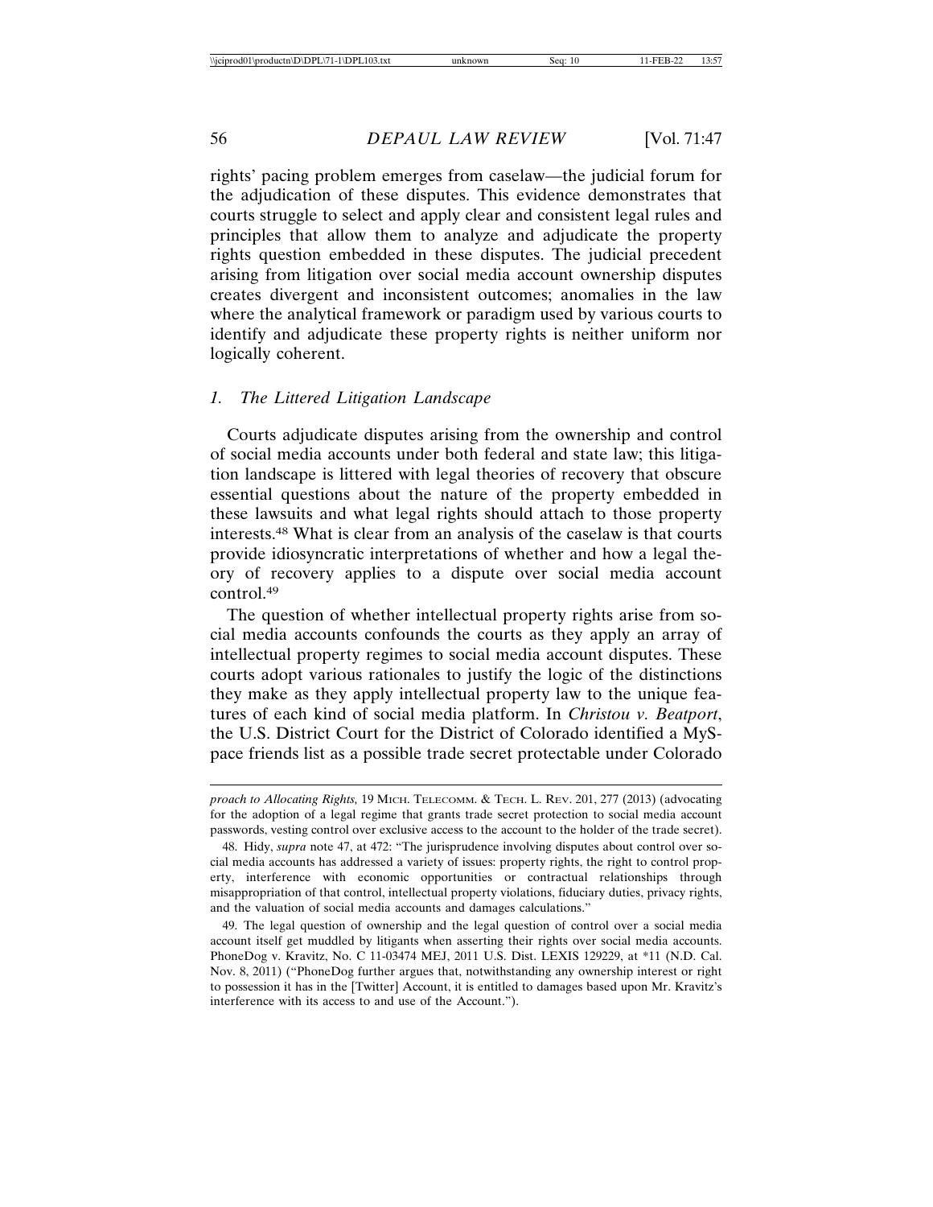rights' pacing problem emerges from caselaw—the judicial forum for the adjudication of these disputes. This evidence demonstrates that courts struggle to select and apply clear and consistent legal rules and principles that allow them to analyze and adjudicate the property rights question embedded in these disputes. The judicial precedent arising from litigation over social media account ownership disputes creates divergent and inconsistent outcomes; anomalies in the law where the analytical framework or paradigm used by various courts to identify and adjudicate these property rights is neither uniform nor logically coherent.

### *1. The Littered Litigation Landscape*

Courts adjudicate disputes arising from the ownership and control of social media accounts under both federal and state law; this litigation landscape is littered with legal theories of recovery that obscure essential questions about the nature of the property embedded in these lawsuits and what legal rights should attach to those property interests.[48] What is clear from an analysis of the caselaw is that courts provide idiosyncratic interpretations of whether and how a legal theory of recovery applies to a dispute over social media account control.[49]

The question of whether intellectual property rights arise from social media accounts confounds the courts as they apply an array of intellectual property regimes to social media account disputes. These courts adopt various rationales to justify the logic of the distinctions they make as they apply intellectual property law to the unique features of each kind of social media platform. In *Christou v. Beatport*, the U.S. District Court for the District of Colorado identified a MySpace friends list as a possible trade secret protectable under Colorado

---

*proach to Allocating Rights,* 19 MICH. TELECOMM. & TECH. L. REV. 201, 277 (2013) (advocating for the adoption of a legal regime that grants trade secret protection to social media account passwords, vesting control over exclusive access to the account to the holder of the trade secret).

48. Hidy, *supra* note 47, at 472: "The jurisprudence involving disputes about control over social media accounts has addressed a variety of issues: property rights, the right to control property, interference with economic opportunities or contractual relationships through misappropriation of that control, intellectual property violations, fiduciary duties, privacy rights, and the valuation of social media accounts and damages calculations."

49. The legal question of ownership and the legal question of control over a social media account itself get muddled by litigants when asserting their rights over social media accounts. PhoneDog v. Kravitz, No. C 11-03474 MEJ, 2011 U.S. Dist. LEXIS 129229, at *11 (N.D. Cal. Nov. 8, 2011) ("PhoneDog further argues that, notwithstanding any ownership interest or right to possession it has in the [Twitter] Account, it is entitled to damages based upon Mr. Kravitz's interference with its access to and use of the Account.").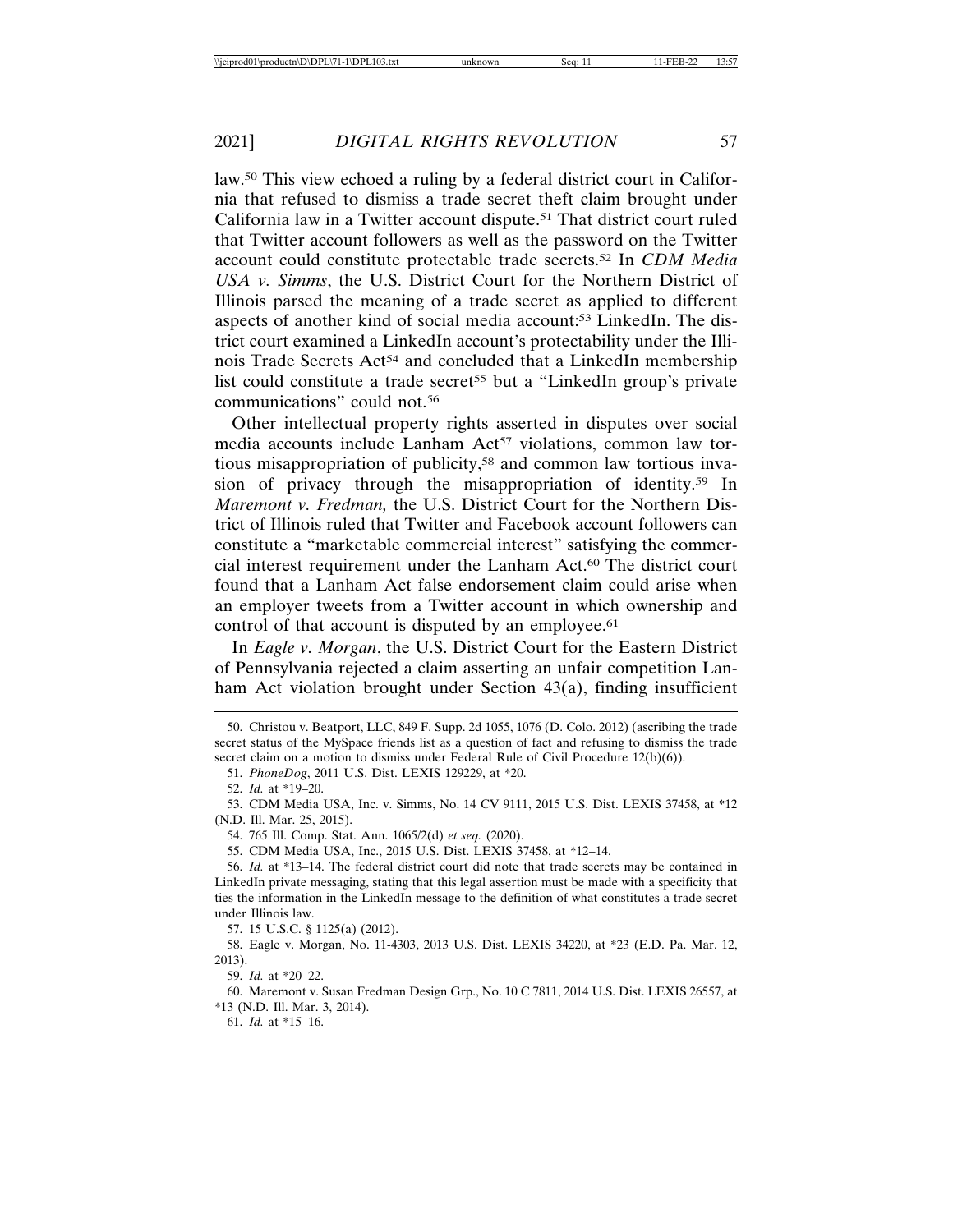law.[50] This view echoed a ruling by a federal district court in California that refused to dismiss a trade secret theft claim brought under California law in a Twitter account dispute.[51] That district court ruled that Twitter account followers as well as the password on the Twitter account could constitute protectable trade secrets.[52] In *CDM Media USA v. Simms*, the U.S. District Court for the Northern District of Illinois parsed the meaning of a trade secret as applied to different aspects of another kind of social media account:[53] LinkedIn. The district court examined a LinkedIn account's protectability under the Illinois Trade Secrets Act[54] and concluded that a LinkedIn membership list could constitute a trade secret[55] but a "LinkedIn group's private communications" could not.[56]

Other intellectual property rights asserted in disputes over social media accounts include Lanham Act[57] violations, common law tortious misappropriation of publicity,[58] and common law tortious invasion of privacy through the misappropriation of identity.[59] In *Maremont v. Fredman,* the U.S. District Court for the Northern District of Illinois ruled that Twitter and Facebook account followers can constitute a "marketable commercial interest" satisfying the commercial interest requirement under the Lanham Act.[60] The district court found that a Lanham Act false endorsement claim could arise when an employer tweets from a Twitter account in which ownership and control of that account is disputed by an employee.[61]

In *Eagle v. Morgan*, the U.S. District Court for the Eastern District of Pennsylvania rejected a claim asserting an unfair competition Lanham Act violation brought under Section 43(a), finding insufficient

---

50. Christou v. Beatport, LLC, 849 F. Supp. 2d 1055, 1076 (D. Colo. 2012) (ascribing the trade secret status of the MySpace friends list as a question of fact and refusing to dismiss the trade secret claim on a motion to dismiss under Federal Rule of Civil Procedure 12(b)(6)).

51. *PhoneDog*, 2011 U.S. Dist. LEXIS 129229, at *20.

52. *Id.* at *19–20.

53. CDM Media USA, Inc. v. Simms, No. 14 CV 9111, 2015 U.S. Dist. LEXIS 37458, at *12 (N.D. Ill. Mar. 25, 2015).

54. 765 Ill. Comp. Stat. Ann. 1065/2(d) *et seq.* (2020).

55. CDM Media USA, Inc., 2015 U.S. Dist. LEXIS 37458, at *12–14.

56. *Id.* at *13–14. The federal district court did note that trade secrets may be contained in LinkedIn private messaging, stating that this legal assertion must be made with a specificity that ties the information in the LinkedIn message to the definition of what constitutes a trade secret under Illinois law.

57. 15 U.S.C. § 1125(a) (2012).

58. Eagle v. Morgan, No. 11-4303, 2013 U.S. Dist. LEXIS 34220, at *23 (E.D. Pa. Mar. 12, 2013).

59. *Id.* at *20–22.

60. Maremont v. Susan Fredman Design Grp., No. 10 C 7811, 2014 U.S. Dist. LEXIS 26557, at *13 (N.D. Ill. Mar. 3, 2014).

61. *Id.* at *15–16.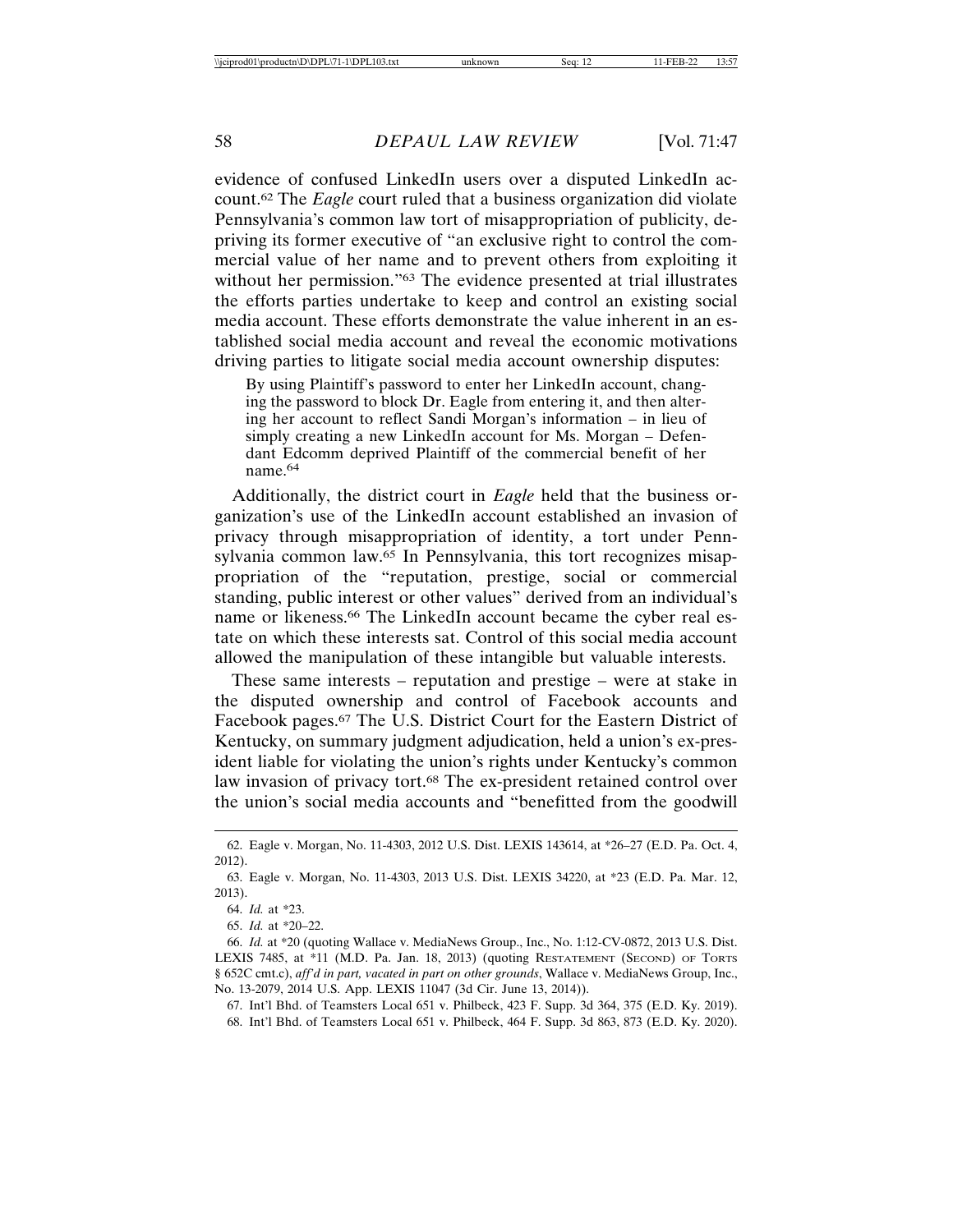evidence of confused LinkedIn users over a disputed LinkedIn account.[62] The *Eagle* court ruled that a business organization did violate Pennsylvania's common law tort of misappropriation of publicity, depriving its former executive of "an exclusive right to control the commercial value of her name and to prevent others from exploiting it without her permission."[63] The evidence presented at trial illustrates the efforts parties undertake to keep and control an existing social media account. These efforts demonstrate the value inherent in an established social media account and reveal the economic motivations driving parties to litigate social media account ownership disputes:

> By using Plaintiff's password to enter her LinkedIn account, changing the password to block Dr. Eagle from entering it, and then altering her account to reflect Sandi Morgan's information – in lieu of simply creating a new LinkedIn account for Ms. Morgan – Defendant Edcomm deprived Plaintiff of the commercial benefit of her name.[64]

Additionally, the district court in *Eagle* held that the business organization's use of the LinkedIn account established an invasion of privacy through misappropriation of identity, a tort under Pennsylvania common law.[65] In Pennsylvania, this tort recognizes misappropriation of the "reputation, prestige, social or commercial standing, public interest or other values" derived from an individual's name or likeness.[66] The LinkedIn account became the cyber real estate on which these interests sat. Control of this social media account allowed the manipulation of these intangible but valuable interests.

These same interests – reputation and prestige – were at stake in the disputed ownership and control of Facebook accounts and Facebook pages.[67] The U.S. District Court for the Eastern District of Kentucky, on summary judgment adjudication, held a union's ex-president liable for violating the union's rights under Kentucky's common law invasion of privacy tort.[68] The ex-president retained control over the union's social media accounts and "benefitted from the goodwill

---

62. Eagle v. Morgan, No. 11-4303, 2012 U.S. Dist. LEXIS 143614, at *26–27 (E.D. Pa. Oct. 4, 2012).

63. Eagle v. Morgan, No. 11-4303, 2013 U.S. Dist. LEXIS 34220, at *23 (E.D. Pa. Mar. 12, 2013).

64. *Id.* at *23.

65. *Id.* at *20–22.

66. *Id.* at *20 (quoting Wallace v. MediaNews Group., Inc., No. 1:12-CV-0872, 2013 U.S. Dist. LEXIS 7485, at *11 (M.D. Pa. Jan. 18, 2013) (quoting RESTATEMENT (SECOND) OF TORTS § 652C cmt.c), *aff'd in part, vacated in part on other grounds*, Wallace v. MediaNews Group, Inc., No. 13-2079, 2014 U.S. App. LEXIS 11047 (3d Cir. June 13, 2014)).

67. Int'l Bhd. of Teamsters Local 651 v. Philbeck, 423 F. Supp. 3d 364, 375 (E.D. Ky. 2019).

68. Int'l Bhd. of Teamsters Local 651 v. Philbeck, 464 F. Supp. 3d 863, 873 (E.D. Ky. 2020).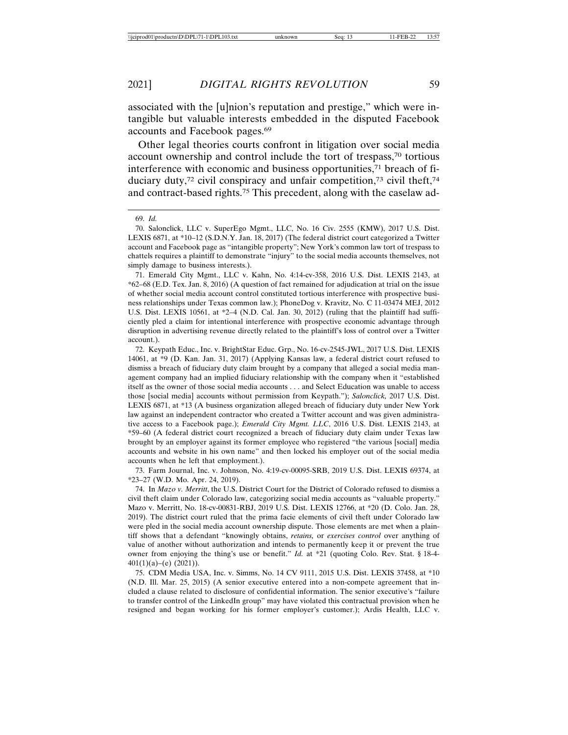associated with the [u]nion's reputation and prestige," which were intangible but valuable interests embedded in the disputed Facebook accounts and Facebook pages.[69]

Other legal theories courts confront in litigation over social media account ownership and control include the tort of trespass,[70] tortious interference with economic and business opportunities,[71] breach of fiduciary duty,[72] civil conspiracy and unfair competition,[73] civil theft,[74] and contract-based rights.[75] This precedent, along with the caselaw ad-

---

69. *Id.*

70. Salonclick, LLC v. SuperEgo Mgmt., LLC, No. 16 Civ. 2555 (KMW), 2017 U.S. Dist. LEXIS 6871, at *10–12 (S.D.N.Y. Jan. 18, 2017) (The federal district court categorized a Twitter account and Facebook page as "intangible property"; New York's common law tort of trespass to chattels requires a plaintiff to demonstrate "injury" to the social media accounts themselves, not simply damage to business interests.).

71. Emerald City Mgmt., LLC v. Kahn, No. 4:14-cv-358, 2016 U.S. Dist. LEXIS 2143, at *62–68 (E.D. Tex. Jan. 8, 2016) (A question of fact remained for adjudication at trial on the issue of whether social media account control constituted tortious interference with prospective business relationships under Texas common law.); PhoneDog v. Kravitz, No. C 11-03474 MEJ, 2012 U.S. Dist. LEXIS 10561, at *2–4 (N.D. Cal. Jan. 30, 2012) (ruling that the plaintiff had sufficiently pled a claim for intentional interference with prospective economic advantage through disruption in advertising revenue directly related to the plaintiff's loss of control over a Twitter account.).

72. Keypath Educ., Inc. v. BrightStar Educ. Grp., No. 16-cv-2545-JWL, 2017 U.S. Dist. LEXIS 14061, at *9 (D. Kan. Jan. 31, 2017) (Applying Kansas law, a federal district court refused to dismiss a breach of fiduciary duty claim brought by a company that alleged a social media management company had an implied fiduciary relationship with the company when it "established itself as the owner of those social media accounts . . . and Select Education was unable to access those [social media] accounts without permission from Keypath."); *Salonclick,* 2017 U.S. Dist. LEXIS 6871, at *13 (A business organization alleged breach of fiduciary duty under New York law against an independent contractor who created a Twitter account and was given administrative access to a Facebook page.); *Emerald City Mgmt. LLC*, 2016 U.S. Dist. LEXIS 2143, at *59–60 (A federal district court recognized a breach of fiduciary duty claim under Texas law brought by an employer against its former employee who registered "the various [social] media accounts and website in his own name" and then locked his employer out of the social media accounts when he left that employment.).

73. Farm Journal, Inc. v. Johnson, No. 4:19-cv-00095-SRB, 2019 U.S. Dist. LEXIS 69374, at *23–27 (W.D. Mo. Apr. 24, 2019).

74. In *Mazo v. Merritt*, the U.S. District Court for the District of Colorado refused to dismiss a civil theft claim under Colorado law, categorizing social media accounts as "valuable property." Mazo v. Merritt, No. 18-cv-00831-RBJ, 2019 U.S. Dist. LEXIS 12766, at *20 (D. Colo. Jan. 28, 2019). The district court ruled that the prima facie elements of civil theft under Colorado law were pled in the social media account ownership dispute. Those elements are met when a plaintiff shows that a defendant "knowingly obtains, *retains,* or *exercises control* over anything of value of another without authorization and intends to permanently keep it or prevent the true owner from enjoying the thing's use or benefit." *Id.* at *21 (quoting Colo. Rev. Stat. § 18-4-401(1)(a)–(e) (2021)).

75. CDM Media USA, Inc. v. Simms, No. 14 CV 9111, 2015 U.S. Dist. LEXIS 37458, at *10 (N.D. Ill. Mar. 25, 2015) (A senior executive entered into a non-compete agreement that included a clause related to disclosure of confidential information. The senior executive's "failure to transfer control of the LinkedIn group" may have violated this contractual provision when he resigned and began working for his former employer's customer.); Ardis Health, LLC v.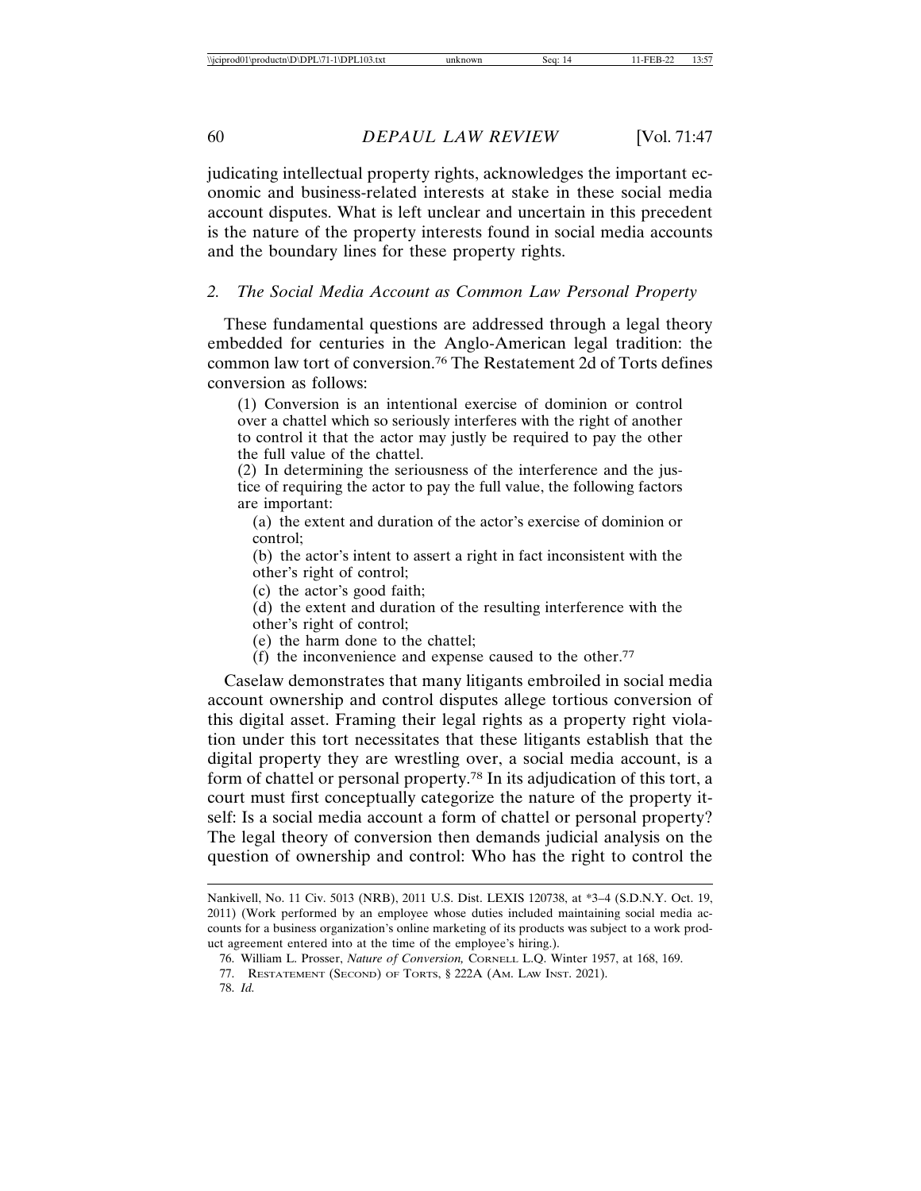judicating intellectual property rights, acknowledges the important economic and business-related interests at stake in these social media account disputes. What is left unclear and uncertain in this precedent is the nature of the property interests found in social media accounts and the boundary lines for these property rights.

### 2. *The Social Media Account as Common Law Personal Property*

These fundamental questions are addressed through a legal theory embedded for centuries in the Anglo-American legal tradition: the common law tort of conversion.[76] The Restatement 2d of Torts defines conversion as follows:

> (1) Conversion is an intentional exercise of dominion or control over a chattel which so seriously interferes with the right of another to control it that the actor may justly be required to pay the other the full value of the chattel.
>
> (2) In determining the seriousness of the interference and the justice of requiring the actor to pay the full value, the following factors are important:
>
> (a) the extent and duration of the actor's exercise of dominion or control;
>
> (b) the actor's intent to assert a right in fact inconsistent with the other's right of control;
>
> (c) the actor's good faith;
>
> (d) the extent and duration of the resulting interference with the other's right of control;
>
> (e) the harm done to the chattel;
>
> (f) the inconvenience and expense caused to the other.[77]

Caselaw demonstrates that many litigants embroiled in social media account ownership and control disputes allege tortious conversion of this digital asset. Framing their legal rights as a property right violation under this tort necessitates that these litigants establish that the digital property they are wrestling over, a social media account, is a form of chattel or personal property.[78] In its adjudication of this tort, a court must first conceptually categorize the nature of the property itself: Is a social media account a form of chattel or personal property? The legal theory of conversion then demands judicial analysis on the question of ownership and control: Who has the right to control the

---

Nankivell, No. 11 Civ. 5013 (NRB), 2011 U.S. Dist. LEXIS 120738, at *3–4 (S.D.N.Y. Oct. 19, 2011) (Work performed by an employee whose duties included maintaining social media accounts for a business organization's online marketing of its products was subject to a work product agreement entered into at the time of the employee's hiring.).

76. William L. Prosser, *Nature of Conversion,* CORNELL L.Q. Winter 1957, at 168, 169.

77. RESTATEMENT (SECOND) OF TORTS, § 222A (AM. LAW INST. 2021).

78. *Id.*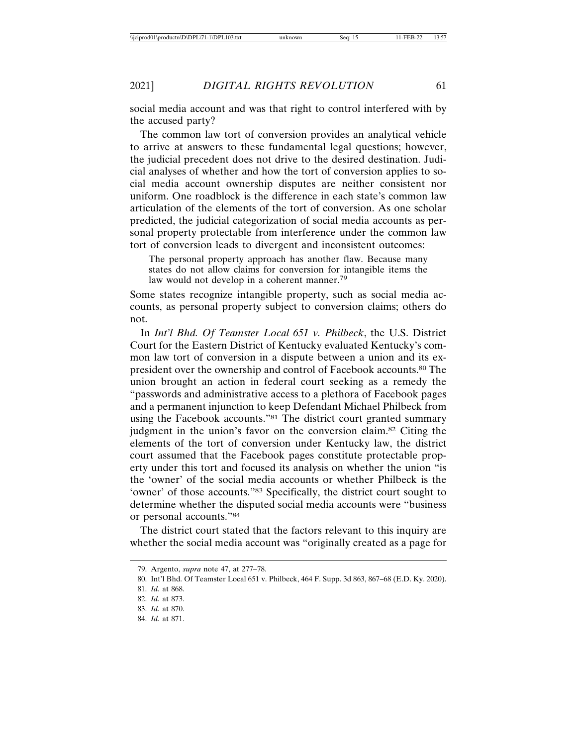social media account and was that right to control interfered with by the accused party?

The common law tort of conversion provides an analytical vehicle to arrive at answers to these fundamental legal questions; however, the judicial precedent does not drive to the desired destination. Judicial analyses of whether and how the tort of conversion applies to social media account ownership disputes are neither consistent nor uniform. One roadblock is the difference in each state's common law articulation of the elements of the tort of conversion. As one scholar predicted, the judicial categorization of social media accounts as personal property protectable from interference under the common law tort of conversion leads to divergent and inconsistent outcomes:

> The personal property approach has another flaw. Because many states do not allow claims for conversion for intangible items the law would not develop in a coherent manner.[79]

Some states recognize intangible property, such as social media accounts, as personal property subject to conversion claims; others do not.

In *Int'l Bhd. Of Teamster Local 651 v. Philbeck*, the U.S. District Court for the Eastern District of Kentucky evaluated Kentucky's common law tort of conversion in a dispute between a union and its ex-president over the ownership and control of Facebook accounts.[80] The union brought an action in federal court seeking as a remedy the "passwords and administrative access to a plethora of Facebook pages and a permanent injunction to keep Defendant Michael Philbeck from using the Facebook accounts."[81] The district court granted summary judgment in the union's favor on the conversion claim.[82] Citing the elements of the tort of conversion under Kentucky law, the district court assumed that the Facebook pages constitute protectable property under this tort and focused its analysis on whether the union "is the 'owner' of the social media accounts or whether Philbeck is the 'owner' of those accounts."[83] Specifically, the district court sought to determine whether the disputed social media accounts were "business or personal accounts."[84]

The district court stated that the factors relevant to this inquiry are whether the social media account was "originally created as a page for

---

79. Argento, *supra* note 47, at 277–78.

80. Int'l Bhd. Of Teamster Local 651 v. Philbeck, 464 F. Supp. 3d 863, 867–68 (E.D. Ky. 2020).

81. *Id.* at 868.

82. *Id.* at 873.

83. *Id.* at 870.

84. *Id.* at 871.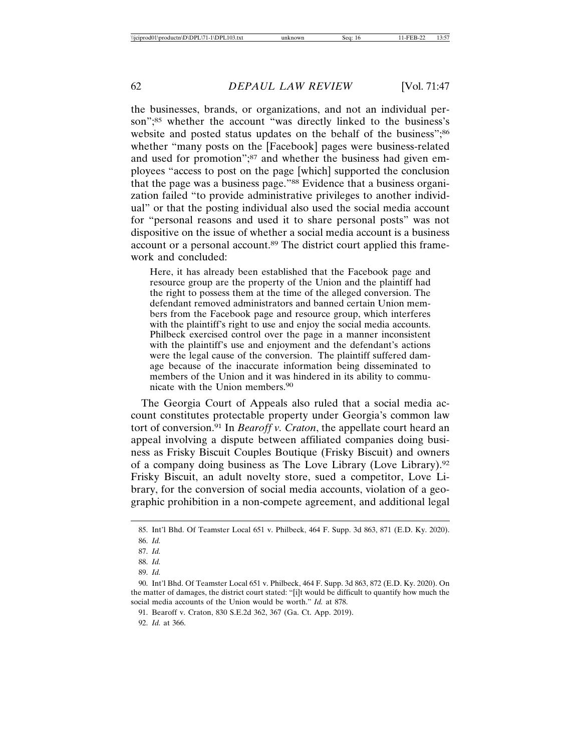the businesses, brands, or organizations, and not an individual person";[85] whether the account "was directly linked to the business's website and posted status updates on the behalf of the business";[86] whether "many posts on the [Facebook] pages were business-related and used for promotion";[87] and whether the business had given employees "access to post on the page [which] supported the conclusion that the page was a business page."[88] Evidence that a business organization failed "to provide administrative privileges to another individual" or that the posting individual also used the social media account for "personal reasons and used it to share personal posts" was not dispositive on the issue of whether a social media account is a business account or a personal account.[89] The district court applied this framework and concluded:

> Here, it has already been established that the Facebook page and resource group are the property of the Union and the plaintiff had the right to possess them at the time of the alleged conversion. The defendant removed administrators and banned certain Union members from the Facebook page and resource group, which interferes with the plaintiff's right to use and enjoy the social media accounts. Philbeck exercised control over the page in a manner inconsistent with the plaintiff's use and enjoyment and the defendant's actions were the legal cause of the conversion. The plaintiff suffered damage because of the inaccurate information being disseminated to members of the Union and it was hindered in its ability to communicate with the Union members.[90]

The Georgia Court of Appeals also ruled that a social media account constitutes protectable property under Georgia's common law tort of conversion.[91] In *Bearoff v. Craton*, the appellate court heard an appeal involving a dispute between affiliated companies doing business as Frisky Biscuit Couples Boutique (Frisky Biscuit) and owners of a company doing business as The Love Library (Love Library).[92] Frisky Biscuit, an adult novelty store, sued a competitor, Love Library, for the conversion of social media accounts, violation of a geographic prohibition in a non-compete agreement, and additional legal

---

85. Int'l Bhd. Of Teamster Local 651 v. Philbeck, 464 F. Supp. 3d 863, 871 (E.D. Ky. 2020).

86. *Id.*

87. *Id.*

88. *Id.*

89. *Id.*

90. Int'l Bhd. Of Teamster Local 651 v. Philbeck, 464 F. Supp. 3d 863, 872 (E.D. Ky. 2020). On the matter of damages, the district court stated: "[i]t would be difficult to quantify how much the social media accounts of the Union would be worth." *Id.* at 878.

91. Bearoff v. Craton, 830 S.E.2d 362, 367 (Ga. Ct. App. 2019).

92. *Id.* at 366.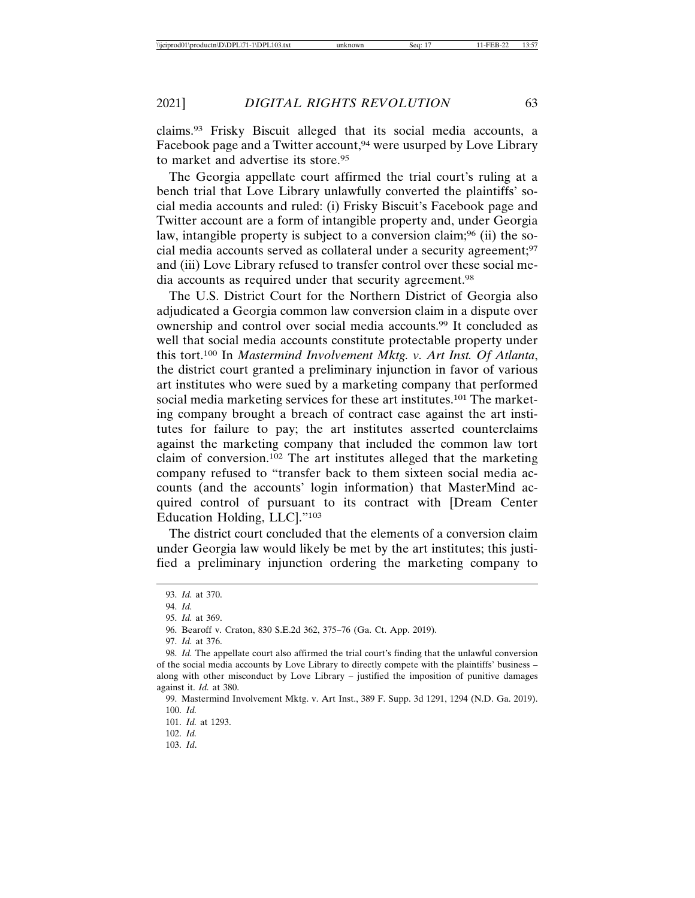claims.[93] Frisky Biscuit alleged that its social media accounts, a Facebook page and a Twitter account,[94] were usurped by Love Library to market and advertise its store.[95]

The Georgia appellate court affirmed the trial court's ruling at a bench trial that Love Library unlawfully converted the plaintiffs' social media accounts and ruled: (i) Frisky Biscuit's Facebook page and Twitter account are a form of intangible property and, under Georgia law, intangible property is subject to a conversion claim;[96] (ii) the social media accounts served as collateral under a security agreement;[97] and (iii) Love Library refused to transfer control over these social media accounts as required under that security agreement.[98]

The U.S. District Court for the Northern District of Georgia also adjudicated a Georgia common law conversion claim in a dispute over ownership and control over social media accounts.[99] It concluded as well that social media accounts constitute protectable property under this tort.[100] In *Mastermind Involvement Mktg. v. Art Inst. Of Atlanta*, the district court granted a preliminary injunction in favor of various art institutes who were sued by a marketing company that performed social media marketing services for these art institutes.[101] The marketing company brought a breach of contract case against the art institutes for failure to pay; the art institutes asserted counterclaims against the marketing company that included the common law tort claim of conversion.[102] The art institutes alleged that the marketing company refused to "transfer back to them sixteen social media accounts (and the accounts' login information) that MasterMind acquired control of pursuant to its contract with [Dream Center Education Holding, LLC]."[103]

The district court concluded that the elements of a conversion claim under Georgia law would likely be met by the art institutes; this justified a preliminary injunction ordering the marketing company to

---

93. *Id.* at 370.

94. *Id.*

95. *Id.* at 369.

96. Bearoff v. Craton, 830 S.E.2d 362, 375–76 (Ga. Ct. App. 2019).

97. *Id.* at 376.

98. *Id.* The appellate court also affirmed the trial court's finding that the unlawful conversion of the social media accounts by Love Library to directly compete with the plaintiffs' business – along with other misconduct by Love Library – justified the imposition of punitive damages against it. *Id.* at 380.

99. Mastermind Involvement Mktg. v. Art Inst., 389 F. Supp. 3d 1291, 1294 (N.D. Ga. 2019).

100. *Id.*

101. *Id.* at 1293.

102. *Id.*

103. *Id*.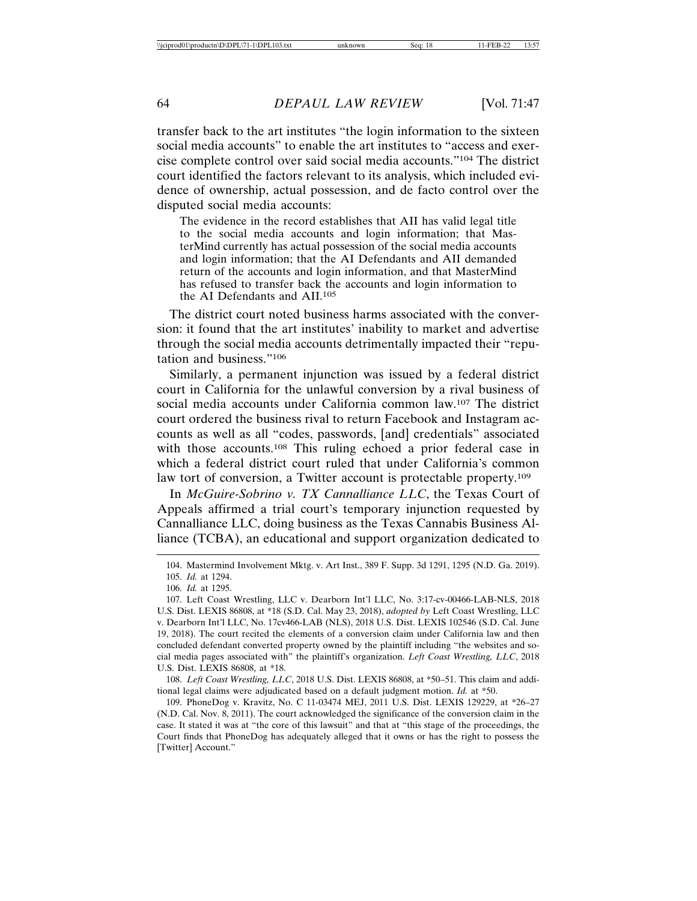transfer back to the art institutes "the login information to the sixteen social media accounts" to enable the art institutes to "access and exercise complete control over said social media accounts."[104] The district court identified the factors relevant to its analysis, which included evidence of ownership, actual possession, and de facto control over the disputed social media accounts:

> The evidence in the record establishes that AII has valid legal title to the social media accounts and login information; that MasterMind currently has actual possession of the social media accounts and login information; that the AI Defendants and AII demanded return of the accounts and login information, and that MasterMind has refused to transfer back the accounts and login information to the AI Defendants and AII.[105]

The district court noted business harms associated with the conversion: it found that the art institutes' inability to market and advertise through the social media accounts detrimentally impacted their "reputation and business."[106]

Similarly, a permanent injunction was issued by a federal district court in California for the unlawful conversion by a rival business of social media accounts under California common law.[107] The district court ordered the business rival to return Facebook and Instagram accounts as well as all "codes, passwords, [and] credentials" associated with those accounts.[108] This ruling echoed a prior federal case in which a federal district court ruled that under California's common law tort of conversion, a Twitter account is protectable property.[109]

In *McGuire-Sobrino v. TX Cannalliance LLC*, the Texas Court of Appeals affirmed a trial court's temporary injunction requested by Cannalliance LLC, doing business as the Texas Cannabis Business Alliance (TCBA), an educational and support organization dedicated to

---

104. Mastermind Involvement Mktg. v. Art Inst., 389 F. Supp. 3d 1291, 1295 (N.D. Ga. 2019).

105. *Id.* at 1294.

106. *Id.* at 1295.

107. Left Coast Wrestling, LLC v. Dearborn Int'l LLC, No. 3:17-cv-00466-LAB-NLS, 2018 U.S. Dist. LEXIS 86808, at *18 (S.D. Cal. May 23, 2018), *adopted by* Left Coast Wrestling, LLC v. Dearborn Int'l LLC, No. 17cv466-LAB (NLS), 2018 U.S. Dist. LEXIS 102546 (S.D. Cal. June 19, 2018). The court recited the elements of a conversion claim under California law and then concluded defendant converted property owned by the plaintiff including "the websites and social media pages associated with" the plaintiff's organization. *Left Coast Wrestling, LLC*, 2018 U.S. Dist. LEXIS 86808, at *18.

108. *Left Coast Wrestling, LLC*, 2018 U.S. Dist. LEXIS 86808, at *50–51. This claim and additional legal claims were adjudicated based on a default judgment motion. *Id.* at *50.

109. PhoneDog v. Kravitz, No. C 11-03474 MEJ, 2011 U.S. Dist. LEXIS 129229, at *26–27 (N.D. Cal. Nov. 8, 2011). The court acknowledged the significance of the conversion claim in the case. It stated it was at "the core of this lawsuit" and that at "this stage of the proceedings, the Court finds that PhoneDog has adequately alleged that it owns or has the right to possess the [Twitter] Account."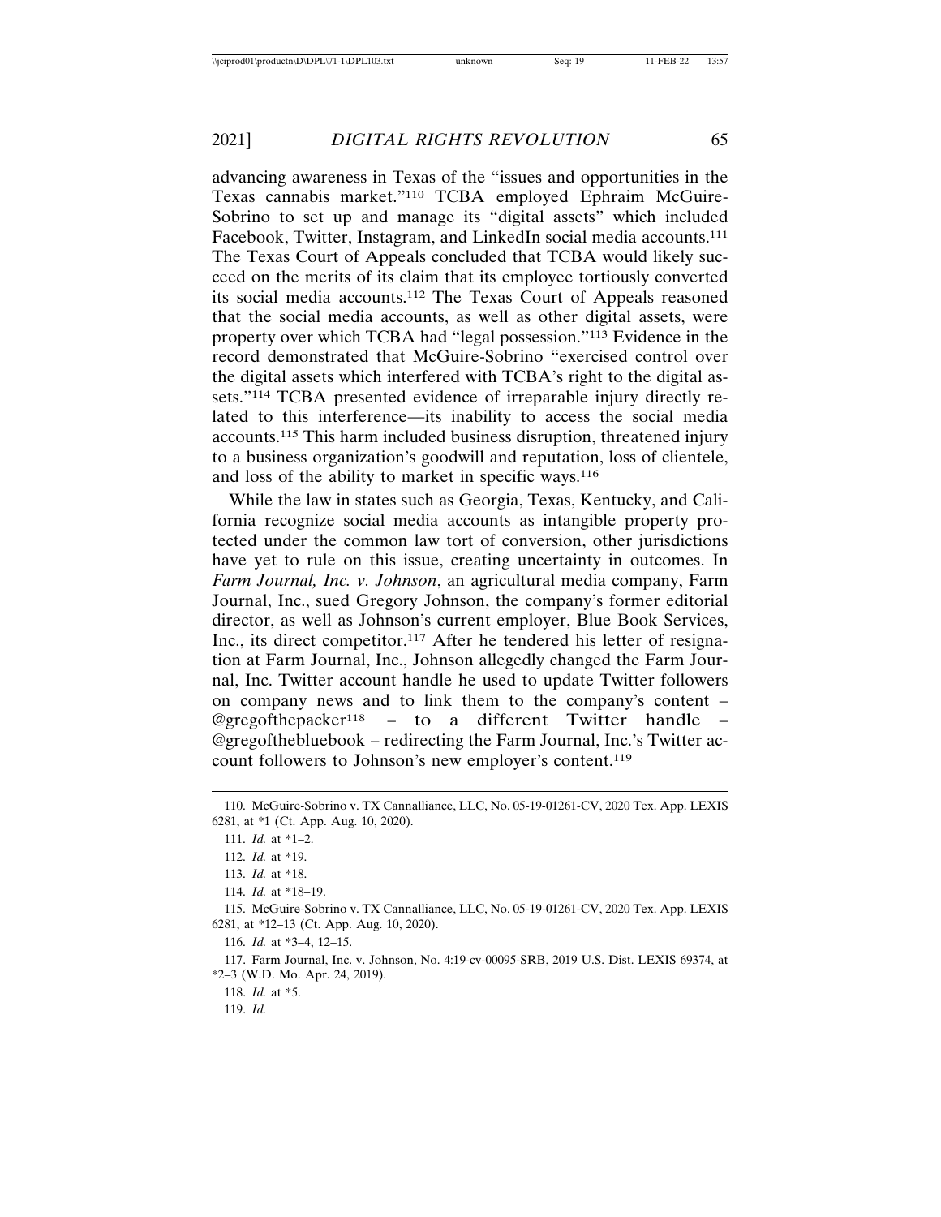advancing awareness in Texas of the "issues and opportunities in the Texas cannabis market."[110] TCBA employed Ephraim McGuire-Sobrino to set up and manage its "digital assets" which included Facebook, Twitter, Instagram, and LinkedIn social media accounts.[111] The Texas Court of Appeals concluded that TCBA would likely succeed on the merits of its claim that its employee tortiously converted its social media accounts.[112] The Texas Court of Appeals reasoned that the social media accounts, as well as other digital assets, were property over which TCBA had "legal possession."[113] Evidence in the record demonstrated that McGuire-Sobrino "exercised control over the digital assets which interfered with TCBA's right to the digital assets."[114] TCBA presented evidence of irreparable injury directly related to this interference—its inability to access the social media accounts.[115] This harm included business disruption, threatened injury to a business organization's goodwill and reputation, loss of clientele, and loss of the ability to market in specific ways.[116]

While the law in states such as Georgia, Texas, Kentucky, and California recognize social media accounts as intangible property protected under the common law tort of conversion, other jurisdictions have yet to rule on this issue, creating uncertainty in outcomes. In *Farm Journal, Inc. v. Johnson*, an agricultural media company, Farm Journal, Inc., sued Gregory Johnson, the company's former editorial director, as well as Johnson's current employer, Blue Book Services, Inc., its direct competitor.[117] After he tendered his letter of resignation at Farm Journal, Inc., Johnson allegedly changed the Farm Journal, Inc. Twitter account handle he used to update Twitter followers on company news and to link them to the company's content – @gregofthepacker[118] – to a different Twitter handle – @gregofthebluebook – redirecting the Farm Journal, Inc.'s Twitter account followers to Johnson's new employer's content.[119]

---

110. McGuire-Sobrino v. TX Cannalliance, LLC, No. 05-19-01261-CV, 2020 Tex. App. LEXIS 6281, at *1 (Ct. App. Aug. 10, 2020).

111. *Id.* at *1–2.

112. *Id.* at *19.

113. *Id.* at *18.

114. *Id.* at *18–19.

115. McGuire-Sobrino v. TX Cannalliance, LLC, No. 05-19-01261-CV, 2020 Tex. App. LEXIS 6281, at *12–13 (Ct. App. Aug. 10, 2020).

116. *Id.* at *3–4, 12–15.

117. Farm Journal, Inc. v. Johnson, No. 4:19-cv-00095-SRB, 2019 U.S. Dist. LEXIS 69374, at *2–3 (W.D. Mo. Apr. 24, 2019).

118. *Id.* at *5.

119. *Id.*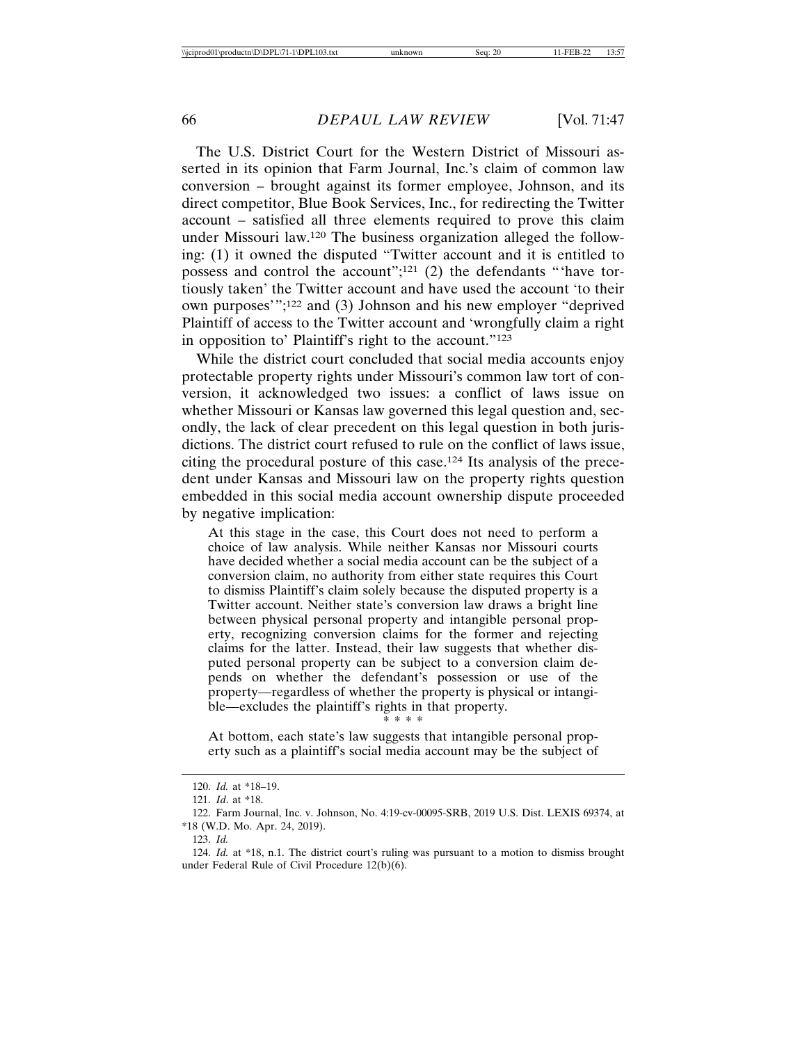The U.S. District Court for the Western District of Missouri asserted in its opinion that Farm Journal, Inc.'s claim of common law conversion – brought against its former employee, Johnson, and its direct competitor, Blue Book Services, Inc., for redirecting the Twitter account – satisfied all three elements required to prove this claim under Missouri law.[120] The business organization alleged the following: (1) it owned the disputed "Twitter account and it is entitled to possess and control the account";[121] (2) the defendants "'have tortiously taken' the Twitter account and have used the account 'to their own purposes'";[122] and (3) Johnson and his new employer "deprived Plaintiff of access to the Twitter account and 'wrongfully claim a right in opposition to' Plaintiff's right to the account."[123]

While the district court concluded that social media accounts enjoy protectable property rights under Missouri's common law tort of conversion, it acknowledged two issues: a conflict of laws issue on whether Missouri or Kansas law governed this legal question and, secondly, the lack of clear precedent on this legal question in both jurisdictions. The district court refused to rule on the conflict of laws issue, citing the procedural posture of this case.[124] Its analysis of the precedent under Kansas and Missouri law on the property rights question embedded in this social media account ownership dispute proceeded by negative implication:

> At this stage in the case, this Court does not need to perform a choice of law analysis. While neither Kansas nor Missouri courts have decided whether a social media account can be the subject of a conversion claim, no authority from either state requires this Court to dismiss Plaintiff's claim solely because the disputed property is a Twitter account. Neither state's conversion law draws a bright line between physical personal property and intangible personal property, recognizing conversion claims for the former and rejecting claims for the latter. Instead, their law suggests that whether disputed personal property can be subject to a conversion claim depends on whether the defendant's possession or use of the property—regardless of whether the property is physical or intangible—excludes the plaintiff's rights in that property.
>
> \* \* \* \*
>
> At bottom, each state's law suggests that intangible personal property such as a plaintiff's social media account may be the subject of

---

120. *Id.* at \*18–19.

121. *Id*. at \*18.

122. Farm Journal, Inc. v. Johnson, No. 4:19-cv-00095-SRB, 2019 U.S. Dist. LEXIS 69374, at \*18 (W.D. Mo. Apr. 24, 2019).

123. *Id.*

124. *Id.* at \*18, n.1. The district court's ruling was pursuant to a motion to dismiss brought under Federal Rule of Civil Procedure 12(b)(6).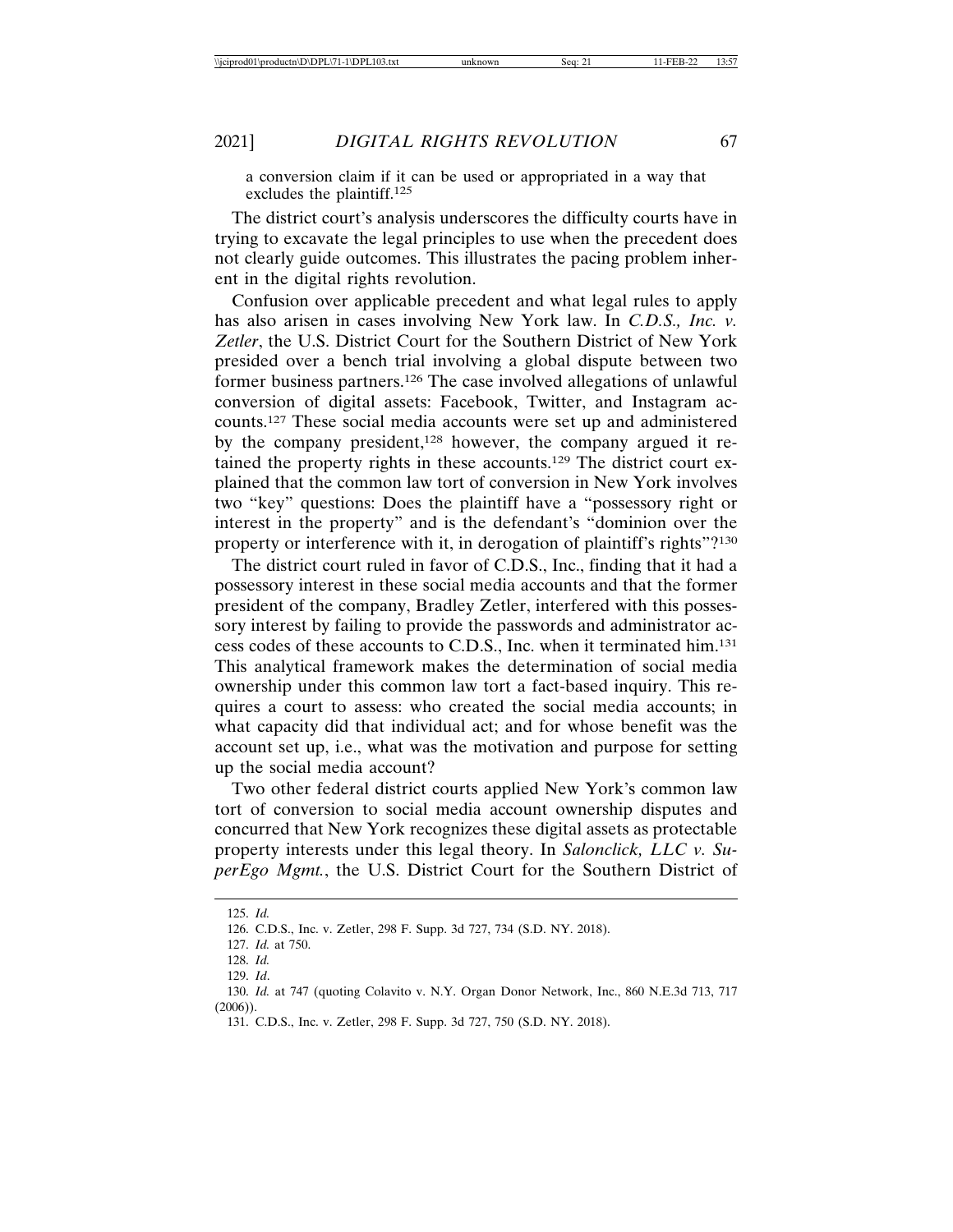a conversion claim if it can be used or appropriated in a way that excludes the plaintiff.[125]

The district court's analysis underscores the difficulty courts have in trying to excavate the legal principles to use when the precedent does not clearly guide outcomes. This illustrates the pacing problem inherent in the digital rights revolution.

Confusion over applicable precedent and what legal rules to apply has also arisen in cases involving New York law. In *C.D.S., Inc. v. Zetler*, the U.S. District Court for the Southern District of New York presided over a bench trial involving a global dispute between two former business partners.[126] The case involved allegations of unlawful conversion of digital assets: Facebook, Twitter, and Instagram accounts.[127] These social media accounts were set up and administered by the company president,[128] however, the company argued it retained the property rights in these accounts.[129] The district court explained that the common law tort of conversion in New York involves two "key" questions: Does the plaintiff have a "possessory right or interest in the property" and is the defendant's "dominion over the property or interference with it, in derogation of plaintiff's rights"?[130]

The district court ruled in favor of C.D.S., Inc., finding that it had a possessory interest in these social media accounts and that the former president of the company, Bradley Zetler, interfered with this possessory interest by failing to provide the passwords and administrator access codes of these accounts to C.D.S., Inc. when it terminated him.[131] This analytical framework makes the determination of social media ownership under this common law tort a fact-based inquiry. This requires a court to assess: who created the social media accounts; in what capacity did that individual act; and for whose benefit was the account set up, i.e., what was the motivation and purpose for setting up the social media account?

Two other federal district courts applied New York's common law tort of conversion to social media account ownership disputes and concurred that New York recognizes these digital assets as protectable property interests under this legal theory. In *Salonclick, LLC v. SuperEgo Mgmt.*, the U.S. District Court for the Southern District of

125. *Id.*

126. C.D.S., Inc. v. Zetler, 298 F. Supp. 3d 727, 734 (S.D. NY. 2018).

127. *Id.* at 750.

128. *Id.*

129. *Id*.

130. *Id.* at 747 (quoting Colavito v. N.Y. Organ Donor Network, Inc., 860 N.E.3d 713, 717 (2006)).

131. C.D.S., Inc. v. Zetler, 298 F. Supp. 3d 727, 750 (S.D. NY. 2018).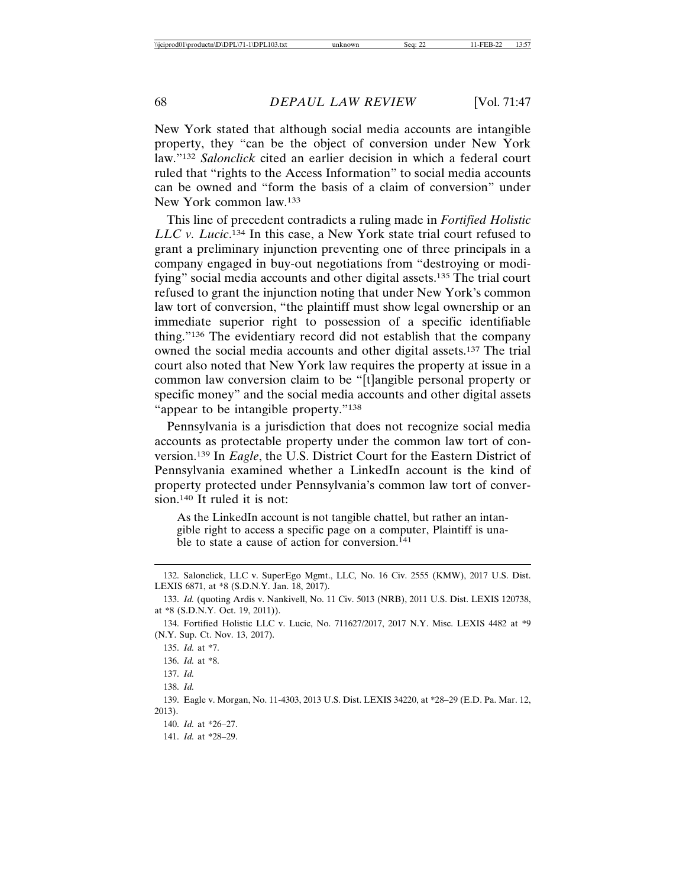New York stated that although social media accounts are intangible property, they "can be the object of conversion under New York law."[132] *Salonclick* cited an earlier decision in which a federal court ruled that "rights to the Access Information" to social media accounts can be owned and "form the basis of a claim of conversion" under New York common law.[133]

This line of precedent contradicts a ruling made in *Fortified Holistic LLC v. Lucic*.[134] In this case, a New York state trial court refused to grant a preliminary injunction preventing one of three principals in a company engaged in buy-out negotiations from "destroying or modifying" social media accounts and other digital assets.[135] The trial court refused to grant the injunction noting that under New York's common law tort of conversion, "the plaintiff must show legal ownership or an immediate superior right to possession of a specific identifiable thing."[136] The evidentiary record did not establish that the company owned the social media accounts and other digital assets.[137] The trial court also noted that New York law requires the property at issue in a common law conversion claim to be "[t]angible personal property or specific money" and the social media accounts and other digital assets "appear to be intangible property."[138]

Pennsylvania is a jurisdiction that does not recognize social media accounts as protectable property under the common law tort of conversion.[139] In *Eagle*, the U.S. District Court for the Eastern District of Pennsylvania examined whether a LinkedIn account is the kind of property protected under Pennsylvania's common law tort of conversion.[140] It ruled it is not:

> As the LinkedIn account is not tangible chattel, but rather an intangible right to access a specific page on a computer, Plaintiff is unable to state a cause of action for conversion.[141]

---

132. Salonclick, LLC v. SuperEgo Mgmt., LLC, No. 16 Civ. 2555 (KMW), 2017 U.S. Dist. LEXIS 6871, at *8 (S.D.N.Y. Jan. 18, 2017).

133. *Id.* (quoting Ardis v. Nankivell, No. 11 Civ. 5013 (NRB), 2011 U.S. Dist. LEXIS 120738, at *8 (S.D.N.Y. Oct. 19, 2011)).

134. Fortified Holistic LLC v. Lucic, No. 711627/2017, 2017 N.Y. Misc. LEXIS 4482 at *9 (N.Y. Sup. Ct. Nov. 13, 2017).

135. *Id.* at *7.

136. *Id.* at *8.

137. *Id.*

138. *Id.*

139. Eagle v. Morgan, No. 11-4303, 2013 U.S. Dist. LEXIS 34220, at *28–29 (E.D. Pa. Mar. 12, 2013).

140. *Id.* at *26–27.

141. *Id.* at *28–29.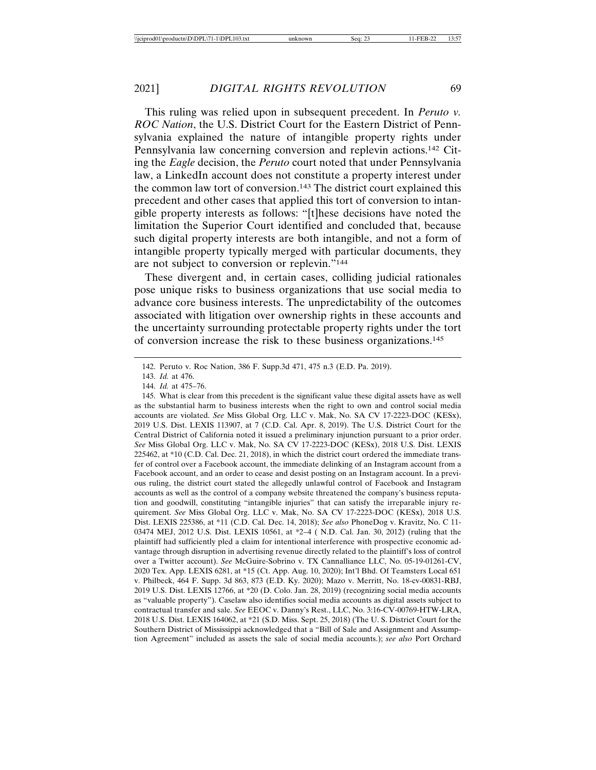This ruling was relied upon in subsequent precedent. In *Peruto v. ROC Nation*, the U.S. District Court for the Eastern District of Pennsylvania explained the nature of intangible property rights under Pennsylvania law concerning conversion and replevin actions.[142] Citing the *Eagle* decision, the *Peruto* court noted that under Pennsylvania law, a LinkedIn account does not constitute a property interest under the common law tort of conversion.[143] The district court explained this precedent and other cases that applied this tort of conversion to intangible property interests as follows: "[t]hese decisions have noted the limitation the Superior Court identified and concluded that, because such digital property interests are both intangible, and not a form of intangible property typically merged with particular documents, they are not subject to conversion or replevin."[144]

These divergent and, in certain cases, colliding judicial rationales pose unique risks to business organizations that use social media to advance core business interests. The unpredictability of the outcomes associated with litigation over ownership rights in these accounts and the uncertainty surrounding protectable property rights under the tort of conversion increase the risk to these business organizations.[145]

---

142. Peruto v. Roc Nation, 386 F. Supp.3d 471, 475 n.3 (E.D. Pa. 2019).

143. *Id.* at 476.

144. *Id.* at 475–76.

145. What is clear from this precedent is the significant value these digital assets have as well as the substantial harm to business interests when the right to own and control social media accounts are violated. *See* Miss Global Org. LLC v. Mak, No. SA CV 17-2223-DOC (KESx), 2019 U.S. Dist. LEXIS 113907, at 7 (C.D. Cal. Apr. 8, 2019). The U.S. District Court for the Central District of California noted it issued a preliminary injunction pursuant to a prior order. *See* Miss Global Org. LLC v. Mak, No. SA CV 17-2223-DOC (KESx), 2018 U.S. Dist. LEXIS 225462, at *10 (C.D. Cal. Dec. 21, 2018), in which the district court ordered the immediate transfer of control over a Facebook account, the immediate delinking of an Instagram account from a Facebook account, and an order to cease and desist posting on an Instagram account. In a previous ruling, the district court stated the allegedly unlawful control of Facebook and Instagram accounts as well as the control of a company website threatened the company's business reputation and goodwill, constituting "intangible injuries" that can satisfy the irreparable injury requirement. *See* Miss Global Org. LLC v. Mak, No. SA CV 17-2223-DOC (KESx), 2018 U.S. Dist. LEXIS 225386, at *11 (C.D. Cal. Dec. 14, 2018); *See also* PhoneDog v. Kravitz, No. C 11-03474 MEJ, 2012 U.S. Dist. LEXIS 10561, at *2–4 ( N.D. Cal. Jan. 30, 2012) (ruling that the plaintiff had sufficiently pled a claim for intentional interference with prospective economic advantage through disruption in advertising revenue directly related to the plaintiff's loss of control over a Twitter account). *See* McGuire-Sobrino v. TX Cannalliance LLC, No. 05-19-01261-CV, 2020 Tex. App. LEXIS 6281, at *15 (Ct. App. Aug. 10, 2020); Int'l Bhd. Of Teamsters Local 651 v. Philbeck, 464 F. Supp. 3d 863, 873 (E.D. Ky. 2020); Mazo v. Merritt, No. 18-cv-00831-RBJ, 2019 U.S. Dist. LEXIS 12766, at *20 (D. Colo. Jan. 28, 2019) (recognizing social media accounts as "valuable property"). Caselaw also identifies social media accounts as digital assets subject to contractual transfer and sale. *See* EEOC v. Danny's Rest., LLC, No. 3:16-CV-00769-HTW-LRA, 2018 U.S. Dist. LEXIS 164062, at *21 (S.D. Miss. Sept. 25, 2018) (The U. S. District Court for the Southern District of Mississippi acknowledged that a "Bill of Sale and Assignment and Assumption Agreement" included as assets the sale of social media accounts.); *see also* Port Orchard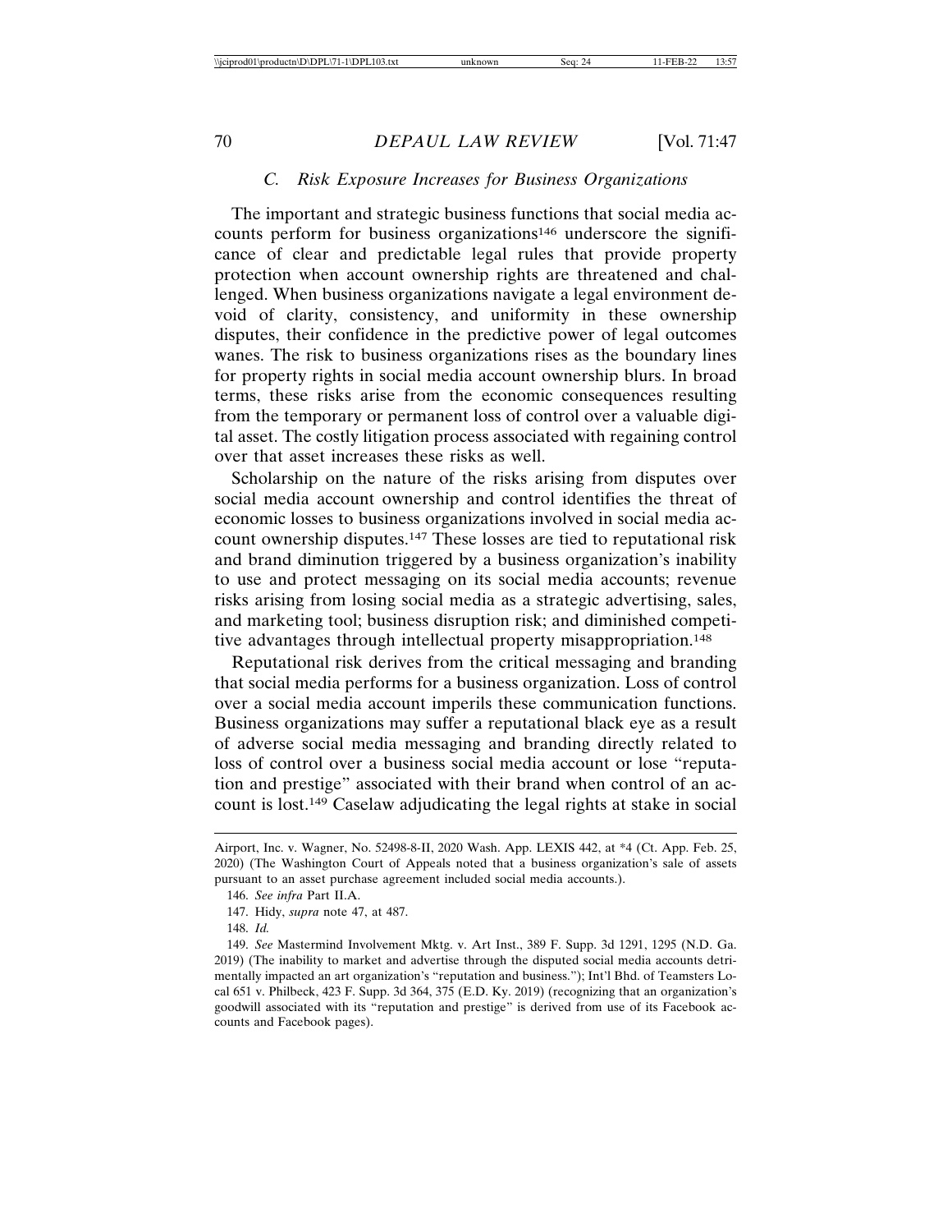### C. Risk Exposure Increases for Business Organizations

The important and strategic business functions that social media accounts perform for business organizations[146] underscore the significance of clear and predictable legal rules that provide property protection when account ownership rights are threatened and challenged. When business organizations navigate a legal environment devoid of clarity, consistency, and uniformity in these ownership disputes, their confidence in the predictive power of legal outcomes wanes. The risk to business organizations rises as the boundary lines for property rights in social media account ownership blurs. In broad terms, these risks arise from the economic consequences resulting from the temporary or permanent loss of control over a valuable digital asset. The costly litigation process associated with regaining control over that asset increases these risks as well.

Scholarship on the nature of the risks arising from disputes over social media account ownership and control identifies the threat of economic losses to business organizations involved in social media account ownership disputes.[147] These losses are tied to reputational risk and brand diminution triggered by a business organization's inability to use and protect messaging on its social media accounts; revenue risks arising from losing social media as a strategic advertising, sales, and marketing tool; business disruption risk; and diminished competitive advantages through intellectual property misappropriation.[148]

Reputational risk derives from the critical messaging and branding that social media performs for a business organization. Loss of control over a social media account imperils these communication functions. Business organizations may suffer a reputational black eye as a result of adverse social media messaging and branding directly related to loss of control over a business social media account or lose "reputation and prestige" associated with their brand when control of an account is lost.[149] Caselaw adjudicating the legal rights at stake in social

---

Airport, Inc. v. Wagner, No. 52498-8-II, 2020 Wash. App. LEXIS 442, at *4 (Ct. App. Feb. 25, 2020) (The Washington Court of Appeals noted that a business organization's sale of assets pursuant to an asset purchase agreement included social media accounts.).

146. *See infra* Part II.A.

147. Hidy, *supra* note 47, at 487.

148. *Id.*

149. *See* Mastermind Involvement Mktg. v. Art Inst., 389 F. Supp. 3d 1291, 1295 (N.D. Ga. 2019) (The inability to market and advertise through the disputed social media accounts detrimentally impacted an art organization's "reputation and business."); Int'l Bhd. of Teamsters Local 651 v. Philbeck, 423 F. Supp. 3d 364, 375 (E.D. Ky. 2019) (recognizing that an organization's goodwill associated with its "reputation and prestige" is derived from use of its Facebook accounts and Facebook pages).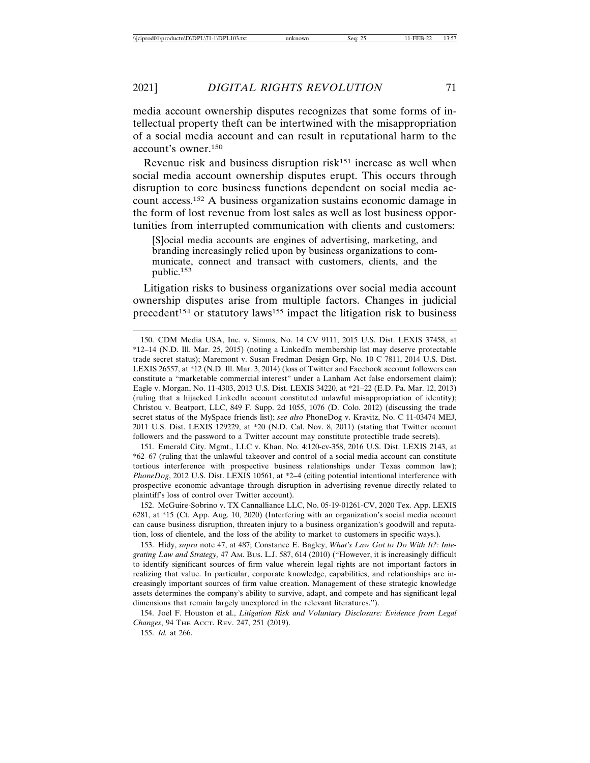media account ownership disputes recognizes that some forms of intellectual property theft can be intertwined with the misappropriation of a social media account and can result in reputational harm to the account's owner.[150]

Revenue risk and business disruption risk[151] increase as well when social media account ownership disputes erupt. This occurs through disruption to core business functions dependent on social media account access.[152] A business organization sustains economic damage in the form of lost revenue from lost sales as well as lost business opportunities from interrupted communication with clients and customers:

> [S]ocial media accounts are engines of advertising, marketing, and branding increasingly relied upon by business organizations to communicate, connect and transact with customers, clients, and the public.[153]

Litigation risks to business organizations over social media account ownership disputes arise from multiple factors. Changes in judicial precedent[154] or statutory laws[155] impact the litigation risk to business

---

150. CDM Media USA, Inc. v. Simms, No. 14 CV 9111, 2015 U.S. Dist. LEXIS 37458, at *12–14 (N.D. Ill. Mar. 25, 2015) (noting a LinkedIn membership list may deserve protectable trade secret status); Maremont v. Susan Fredman Design Grp, No. 10 C 7811, 2014 U.S. Dist. LEXIS 26557, at *12 (N.D. Ill. Mar. 3, 2014) (loss of Twitter and Facebook account followers can constitute a "marketable commercial interest" under a Lanham Act false endorsement claim); Eagle v. Morgan, No. 11-4303, 2013 U.S. Dist. LEXIS 34220, at *21–22 (E.D. Pa. Mar. 12, 2013) (ruling that a hijacked LinkedIn account constituted unlawful misappropriation of identity); Christou v. Beatport, LLC, 849 F. Supp. 2d 1055, 1076 (D. Colo. 2012) (discussing the trade secret status of the MySpace friends list); *see also* PhoneDog v. Kravitz, No. C 11-03474 MEJ, 2011 U.S. Dist. LEXIS 129229, at *20 (N.D. Cal. Nov. 8, 2011) (stating that Twitter account followers and the password to a Twitter account may constitute protectible trade secrets).

151. Emerald City. Mgmt., LLC v. Khan, No. 4:120-cv-358, 2016 U.S. Dist. LEXIS 2143, at *62–67 (ruling that the unlawful takeover and control of a social media account can constitute tortious interference with prospective business relationships under Texas common law); *PhoneDog*, 2012 U.S. Dist. LEXIS 10561, at *2–4 (citing potential intentional interference with prospective economic advantage through disruption in advertising revenue directly related to plaintiff's loss of control over Twitter account).

152. McGuire-Sobrino v. TX Cannalliance LLC, No. 05-19-01261-CV, 2020 Tex. App. LEXIS 6281, at *15 (Ct. App. Aug. 10, 2020) (Interfering with an organization's social media account can cause business disruption, threaten injury to a business organization's goodwill and reputation, loss of clientele, and the loss of the ability to market to customers in specific ways.).

153. Hidy, *supra* note 47, at 487; Constance E. Bagley, *What's Law Got to Do With It?: Integrating Law and Strategy,* 47 AM. BUS. L.J. 587, 614 (2010) ("However, it is increasingly difficult to identify significant sources of firm value wherein legal rights are not important factors in realizing that value. In particular, corporate knowledge, capabilities, and relationships are increasingly important sources of firm value creation. Management of these strategic knowledge assets determines the company's ability to survive, adapt, and compete and has significant legal dimensions that remain largely unexplored in the relevant literatures.").

154. Joel F. Houston et al., *Litigation Risk and Voluntary Disclosure: Evidence from Legal Changes*, 94 THE ACCT. REV. 247, 251 (2019).

155. *Id.* at 266.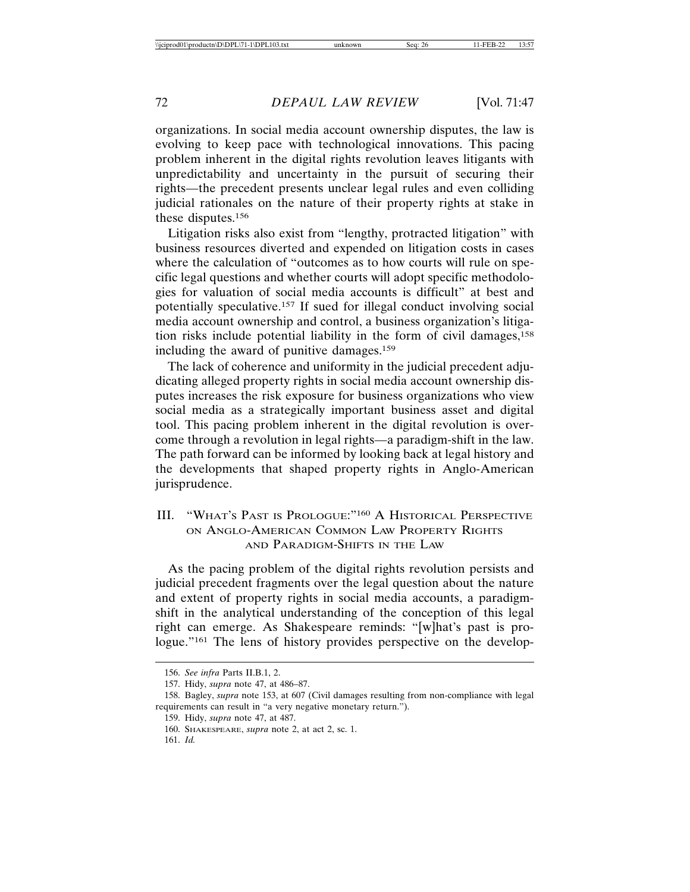organizations. In social media account ownership disputes, the law is evolving to keep pace with technological innovations. This pacing problem inherent in the digital rights revolution leaves litigants with unpredictability and uncertainty in the pursuit of securing their rights—the precedent presents unclear legal rules and even colliding judicial rationales on the nature of their property rights at stake in these disputes.[156]

Litigation risks also exist from "lengthy, protracted litigation" with business resources diverted and expended on litigation costs in cases where the calculation of "outcomes as to how courts will rule on specific legal questions and whether courts will adopt specific methodologies for valuation of social media accounts is difficult" at best and potentially speculative.[157] If sued for illegal conduct involving social media account ownership and control, a business organization's litigation risks include potential liability in the form of civil damages,[158] including the award of punitive damages.[159]

The lack of coherence and uniformity in the judicial precedent adjudicating alleged property rights in social media account ownership disputes increases the risk exposure for business organizations who view social media as a strategically important business asset and digital tool. This pacing problem inherent in the digital revolution is overcome through a revolution in legal rights—a paradigm-shift in the law. The path forward can be informed by looking back at legal history and the developments that shaped property rights in Anglo-American jurisprudence.

## III. "What's Past is Prologue:"[160] A Historical Perspective on Anglo-American Common Law Property Rights and Paradigm-Shifts in the Law

As the pacing problem of the digital rights revolution persists and judicial precedent fragments over the legal question about the nature and extent of property rights in social media accounts, a paradigm-shift in the analytical understanding of the conception of this legal right can emerge. As Shakespeare reminds: "[w]hat's past is prologue."[161] The lens of history provides perspective on the develop-

---

156. *See infra* Parts II.B.1, 2.

157. Hidy, *supra* note 47, at 486–87.

158. Bagley, *supra* note 153, at 607 (Civil damages resulting from non-compliance with legal requirements can result in "a very negative monetary return.").

159. Hidy, *supra* note 47, at 487.

160. Shakespeare, *supra* note 2, at act 2, sc. 1.

161. *Id.*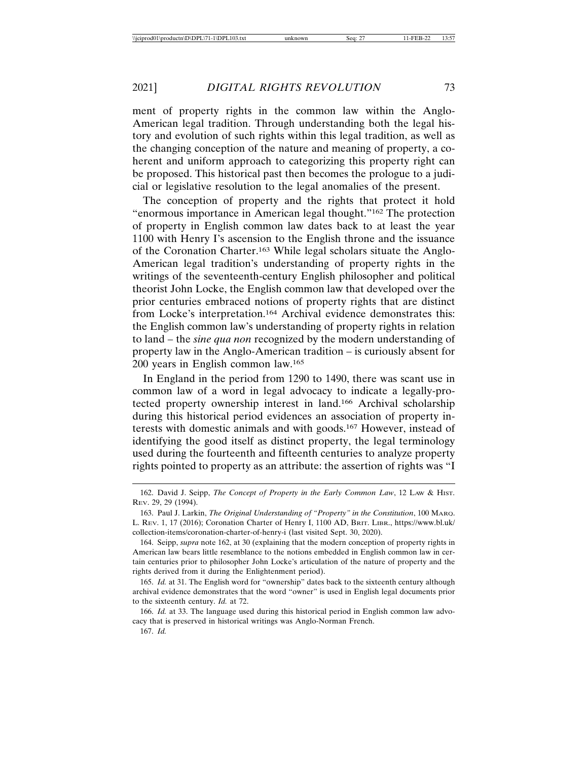ment of property rights in the common law within the Anglo-American legal tradition. Through understanding both the legal history and evolution of such rights within this legal tradition, as well as the changing conception of the nature and meaning of property, a coherent and uniform approach to categorizing this property right can be proposed. This historical past then becomes the prologue to a judicial or legislative resolution to the legal anomalies of the present.

The conception of property and the rights that protect it hold "enormous importance in American legal thought."[162] The protection of property in English common law dates back to at least the year 1100 with Henry I's ascension to the English throne and the issuance of the Coronation Charter.[163] While legal scholars situate the Anglo-American legal tradition's understanding of property rights in the writings of the seventeenth-century English philosopher and political theorist John Locke, the English common law that developed over the prior centuries embraced notions of property rights that are distinct from Locke's interpretation.[164] Archival evidence demonstrates this: the English common law's understanding of property rights in relation to land – the *sine qua non* recognized by the modern understanding of property law in the Anglo-American tradition – is curiously absent for 200 years in English common law.[165]

In England in the period from 1290 to 1490, there was scant use in common law of a word in legal advocacy to indicate a legally-protected property ownership interest in land.[166] Archival scholarship during this historical period evidences an association of property interests with domestic animals and with goods.[167] However, instead of identifying the good itself as distinct property, the legal terminology used during the fourteenth and fifteenth centuries to analyze property rights pointed to property as an attribute: the assertion of rights was "I

---

162. David J. Seipp, *The Concept of Property in the Early Common Law*, 12 Law & Hist. Rev. 29, 29 (1994).

163. Paul J. Larkin, *The Original Understanding of "Property" in the Constitution*, 100 Marq. L. Rev. 1, 17 (2016); Coronation Charter of Henry I, 1100 AD, Brit. Libr., https://www.bl.uk/collection-items/coronation-charter-of-henry-i (last visited Sept. 30, 2020).

164. Seipp, *supra* note 162, at 30 (explaining that the modern conception of property rights in American law bears little resemblance to the notions embedded in English common law in certain centuries prior to philosopher John Locke's articulation of the nature of property and the rights derived from it during the Enlightenment period).

165. *Id.* at 31. The English word for "ownership" dates back to the sixteenth century although archival evidence demonstrates that the word "owner" is used in English legal documents prior to the sixteenth century. *Id.* at 72.

166. *Id.* at 33. The language used during this historical period in English common law advocacy that is preserved in historical writings was Anglo-Norman French.

167. *Id.*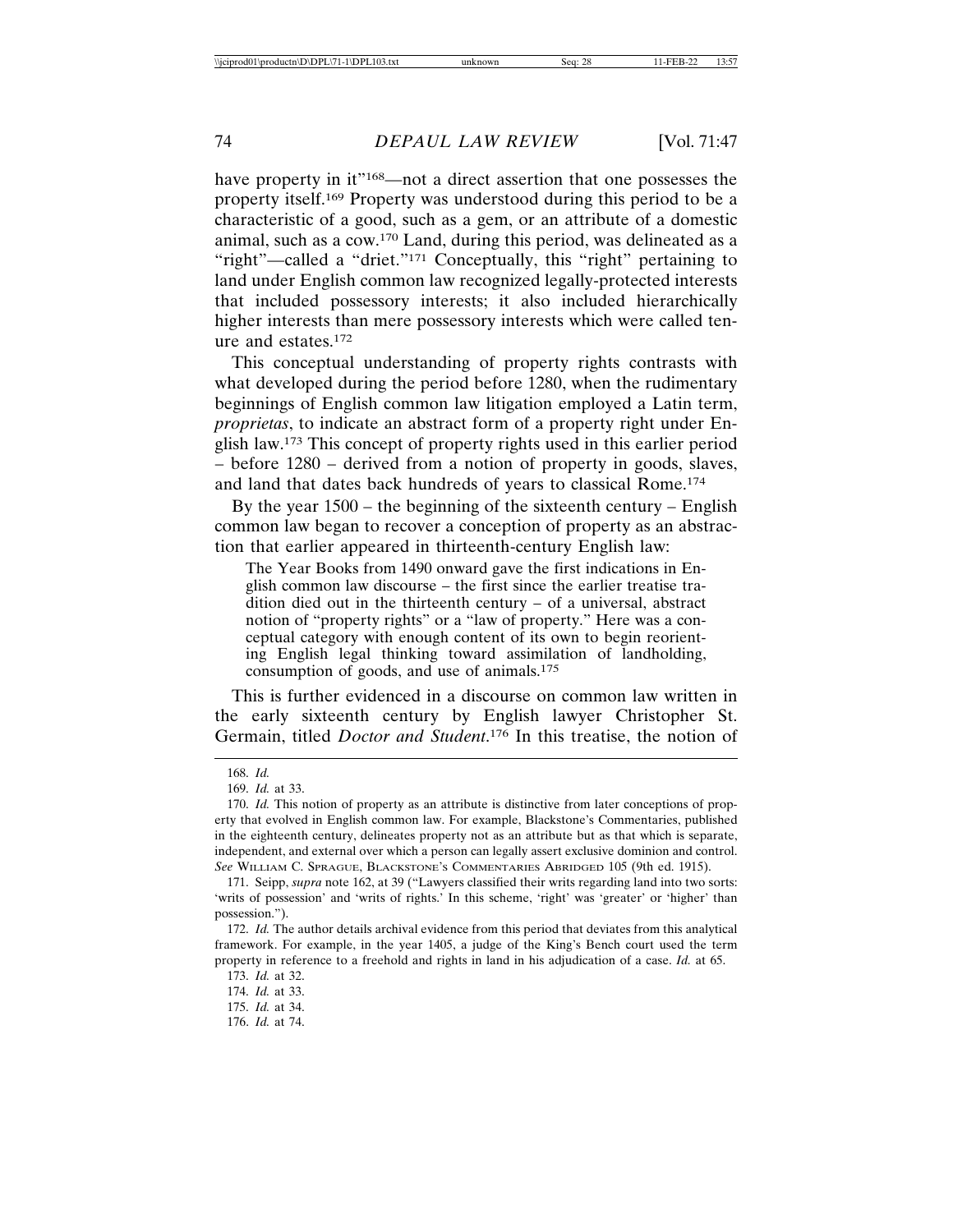have property in it"[168]—not a direct assertion that one possesses the property itself.[169] Property was understood during this period to be a characteristic of a good, such as a gem, or an attribute of a domestic animal, such as a cow.[170] Land, during this period, was delineated as a "right"—called a "driet."[171] Conceptually, this "right" pertaining to land under English common law recognized legally-protected interests that included possessory interests; it also included hierarchically higher interests than mere possessory interests which were called tenure and estates.[172]

This conceptual understanding of property rights contrasts with what developed during the period before 1280, when the rudimentary beginnings of English common law litigation employed a Latin term, *proprietas*, to indicate an abstract form of a property right under English law.[173] This concept of property rights used in this earlier period – before 1280 – derived from a notion of property in goods, slaves, and land that dates back hundreds of years to classical Rome.[174]

By the year 1500 – the beginning of the sixteenth century – English common law began to recover a conception of property as an abstraction that earlier appeared in thirteenth-century English law:

> The Year Books from 1490 onward gave the first indications in English common law discourse – the first since the earlier treatise tradition died out in the thirteenth century – of a universal, abstract notion of "property rights" or a "law of property." Here was a conceptual category with enough content of its own to begin reorienting English legal thinking toward assimilation of landholding, consumption of goods, and use of animals.[175]

This is further evidenced in a discourse on common law written in the early sixteenth century by English lawyer Christopher St. Germain, titled *Doctor and Student*.[176] In this treatise, the notion of

---

168. *Id.*

169. *Id.* at 33.

170. *Id.* This notion of property as an attribute is distinctive from later conceptions of property that evolved in English common law. For example, Blackstone's Commentaries, published in the eighteenth century, delineates property not as an attribute but as that which is separate, independent, and external over which a person can legally assert exclusive dominion and control. *See* William C. Sprague, Blackstone's Commentaries Abridged 105 (9th ed. 1915).

171. Seipp, *supra* note 162, at 39 ("Lawyers classified their writs regarding land into two sorts: 'writs of possession' and 'writs of rights.' In this scheme, 'right' was 'greater' or 'higher' than possession.").

172. *Id.* The author details archival evidence from this period that deviates from this analytical framework. For example, in the year 1405, a judge of the King's Bench court used the term property in reference to a freehold and rights in land in his adjudication of a case. *Id.* at 65.

173. *Id.* at 32.

174. *Id.* at 33.

175. *Id.* at 34.

176. *Id.* at 74.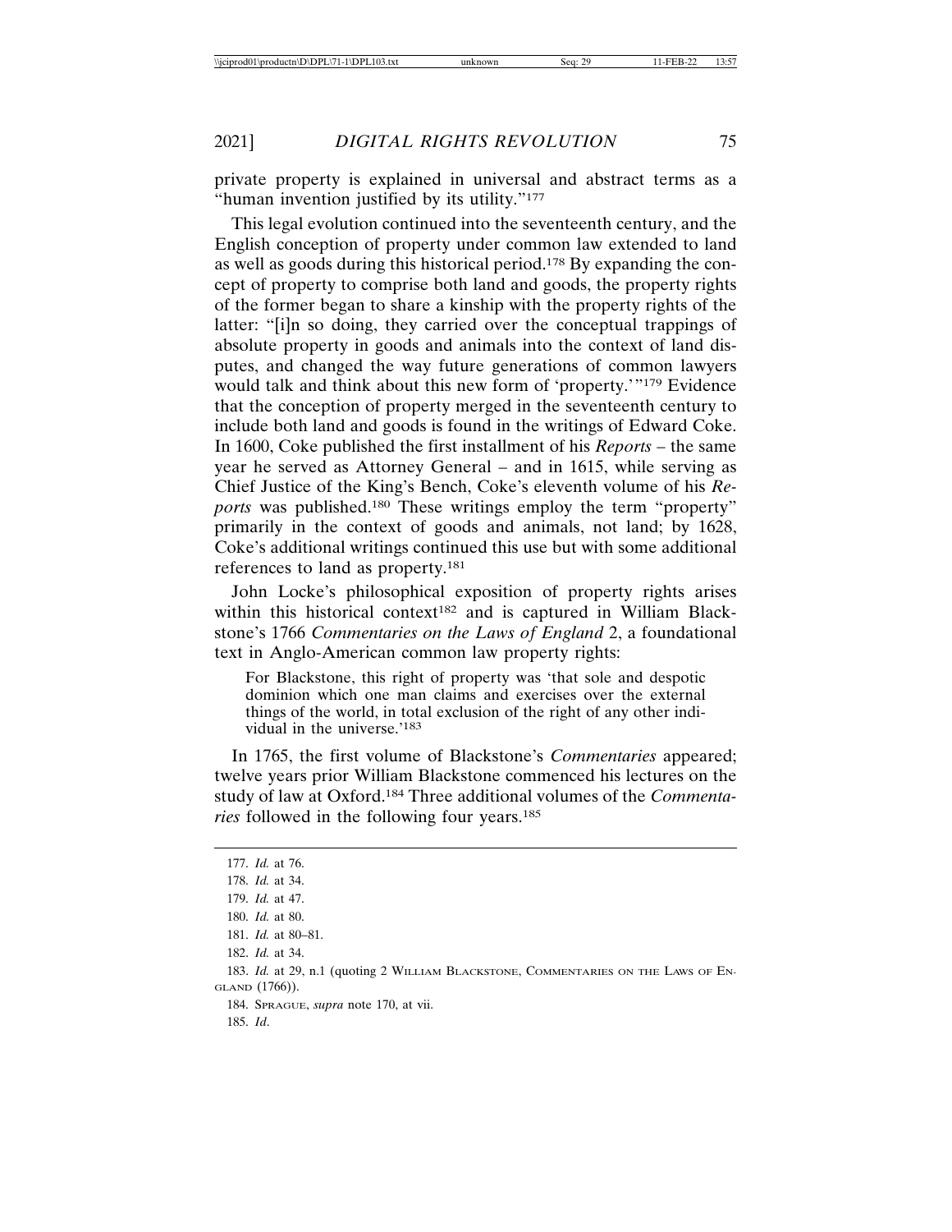private property is explained in universal and abstract terms as a "human invention justified by its utility."[177]

This legal evolution continued into the seventeenth century, and the English conception of property under common law extended to land as well as goods during this historical period.[178] By expanding the concept of property to comprise both land and goods, the property rights of the former began to share a kinship with the property rights of the latter: "[i]n so doing, they carried over the conceptual trappings of absolute property in goods and animals into the context of land disputes, and changed the way future generations of common lawyers would talk and think about this new form of 'property.'"[179] Evidence that the conception of property merged in the seventeenth century to include both land and goods is found in the writings of Edward Coke. In 1600, Coke published the first installment of his *Reports* – the same year he served as Attorney General – and in 1615, while serving as Chief Justice of the King's Bench, Coke's eleventh volume of his *Reports* was published.[180] These writings employ the term "property" primarily in the context of goods and animals, not land; by 1628, Coke's additional writings continued this use but with some additional references to land as property.[181]

John Locke's philosophical exposition of property rights arises within this historical context[182] and is captured in William Blackstone's 1766 *Commentaries on the Laws of England* 2, a foundational text in Anglo-American common law property rights:

> For Blackstone, this right of property was 'that sole and despotic dominion which one man claims and exercises over the external things of the world, in total exclusion of the right of any other individual in the universe.'[183]

In 1765, the first volume of Blackstone's *Commentaries* appeared; twelve years prior William Blackstone commenced his lectures on the study of law at Oxford.[184] Three additional volumes of the *Commentaries* followed in the following four years.[185]

---

177. *Id.* at 76.
178. *Id.* at 34.
179. *Id.* at 47.
180. *Id.* at 80.
181. *Id.* at 80–81.
182. *Id.* at 34.
183. *Id.* at 29, n.1 (quoting 2 William Blackstone, Commentaries on the Laws of England (1766)).
184. Sprague, *supra* note 170, at vii.
185. *Id*.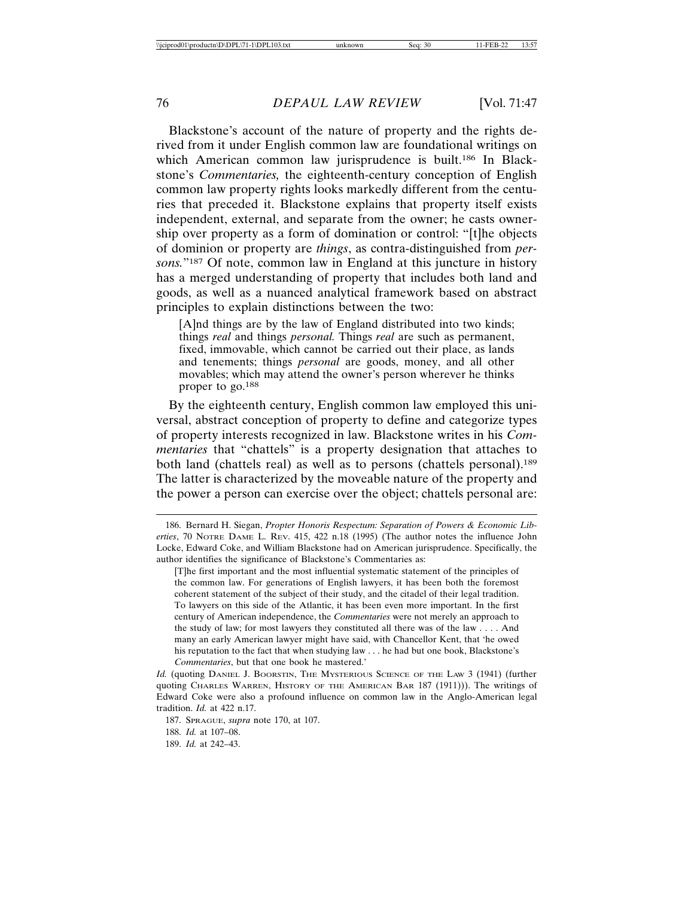Blackstone's account of the nature of property and the rights derived from it under English common law are foundational writings on which American common law jurisprudence is built.[186] In Blackstone's *Commentaries,* the eighteenth-century conception of English common law property rights looks markedly different from the centuries that preceded it. Blackstone explains that property itself exists independent, external, and separate from the owner; he casts ownership over property as a form of domination or control: "[t]he objects of dominion or property are *things*, as contra-distinguished from *persons.*"[187] Of note, common law in England at this juncture in history has a merged understanding of property that includes both land and goods, as well as a nuanced analytical framework based on abstract principles to explain distinctions between the two:

> [A]nd things are by the law of England distributed into two kinds; things *real* and things *personal.* Things *real* are such as permanent, fixed, immovable, which cannot be carried out their place, as lands and tenements; things *personal* are goods, money, and all other movables; which may attend the owner's person wherever he thinks proper to go.[188]

By the eighteenth century, English common law employed this universal, abstract conception of property to define and categorize types of property interests recognized in law. Blackstone writes in his *Commentaries* that "chattels" is a property designation that attaches to both land (chattels real) as well as to persons (chattels personal).[189] The latter is characterized by the moveable nature of the property and the power a person can exercise over the object; chattels personal are:

---

186. Bernard H. Siegan, *Propter Honoris Respectum: Separation of Powers & Economic Liberties*, 70 NOTRE DAME L. REV. 415, 422 n.18 (1995) (The author notes the influence John Locke, Edward Coke, and William Blackstone had on American jurisprudence. Specifically, the author identifies the significance of Blackstone's Commentaries as:

> [T]he first important and the most influential systematic statement of the principles of the common law. For generations of English lawyers, it has been both the foremost coherent statement of the subject of their study, and the citadel of their legal tradition. To lawyers on this side of the Atlantic, it has been even more important. In the first century of American independence, the *Commentaries* were not merely an approach to the study of law; for most lawyers they constituted all there was of the law . . . . And many an early American lawyer might have said, with Chancellor Kent, that 'he owed his reputation to the fact that when studying law . . . he had but one book, Blackstone's *Commentaries*, but that one book he mastered.'

*Id.* (quoting DANIEL J. BOORSTIN, THE MYSTERIOUS SCIENCE OF THE LAW 3 (1941) (further quoting CHARLES WARREN, HISTORY OF THE AMERICAN BAR 187 (1911))). The writings of Edward Coke were also a profound influence on common law in the Anglo-American legal tradition. *Id.* at 422 n.17.

187. SPRAGUE, *supra* note 170, at 107.

188. *Id.* at 107–08.

189. *Id.* at 242–43.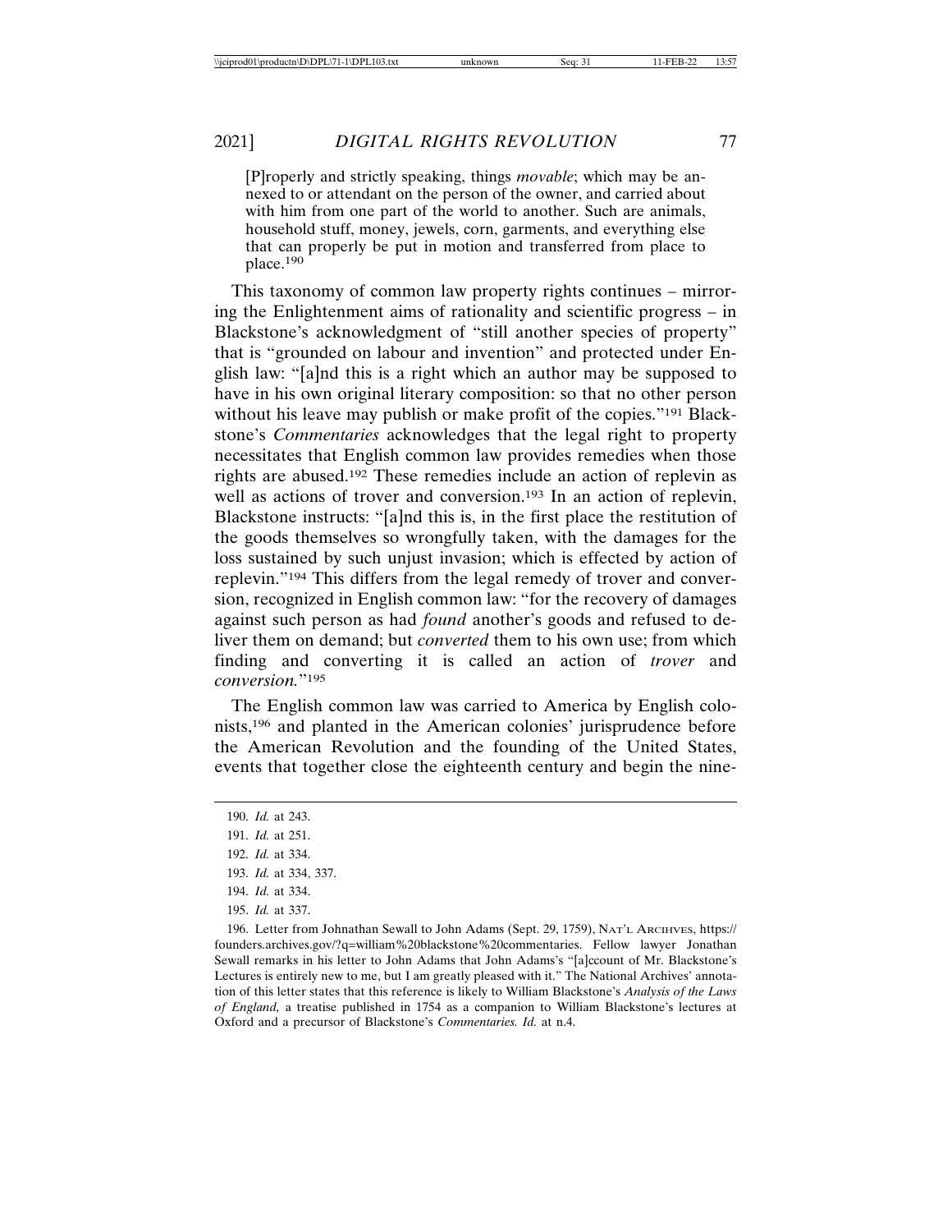> [P]roperly and strictly speaking, things *movable*; which may be annexed to or attendant on the person of the owner, and carried about with him from one part of the world to another. Such are animals, household stuff, money, jewels, corn, garments, and everything else that can properly be put in motion and transferred from place to place.[190]

This taxonomy of common law property rights continues – mirroring the Enlightenment aims of rationality and scientific progress – in Blackstone's acknowledgment of "still another species of property" that is "grounded on labour and invention" and protected under English law: "[a]nd this is a right which an author may be supposed to have in his own original literary composition: so that no other person without his leave may publish or make profit of the copies."[191] Blackstone's *Commentaries* acknowledges that the legal right to property necessitates that English common law provides remedies when those rights are abused.[192] These remedies include an action of replevin as well as actions of trover and conversion.[193] In an action of replevin, Blackstone instructs: "[a]nd this is, in the first place the restitution of the goods themselves so wrongfully taken, with the damages for the loss sustained by such unjust invasion; which is effected by action of replevin."[194] This differs from the legal remedy of trover and conversion, recognized in English common law: "for the recovery of damages against such person as had *found* another's goods and refused to deliver them on demand; but *converted* them to his own use; from which finding and converting it is called an action of *trover* and *conversion.*"[195]

The English common law was carried to America by English colonists,[196] and planted in the American colonies' jurisprudence before the American Revolution and the founding of the United States, events that together close the eighteenth century and begin the nine-

---

190. *Id.* at 243.

191. *Id.* at 251.

192. *Id.* at 334.

193. *Id.* at 334, 337.

194. *Id.* at 334.

195. *Id.* at 337.

196. Letter from Johnathan Sewall to John Adams (Sept. 29, 1759), NAT'L ARCIHVES, https://founders.archives.gov/?q=william%20blackstone%20commentaries. Fellow lawyer Jonathan Sewall remarks in his letter to John Adams that John Adams's "[a]ccount of Mr. Blackstone's Lectures is entirely new to me, but I am greatly pleased with it." The National Archives' annotation of this letter states that this reference is likely to William Blackstone's *Analysis of the Laws of England,* a treatise published in 1754 as a companion to William Blackstone's lectures at Oxford and a precursor of Blackstone's *Commentaries. Id.* at n.4.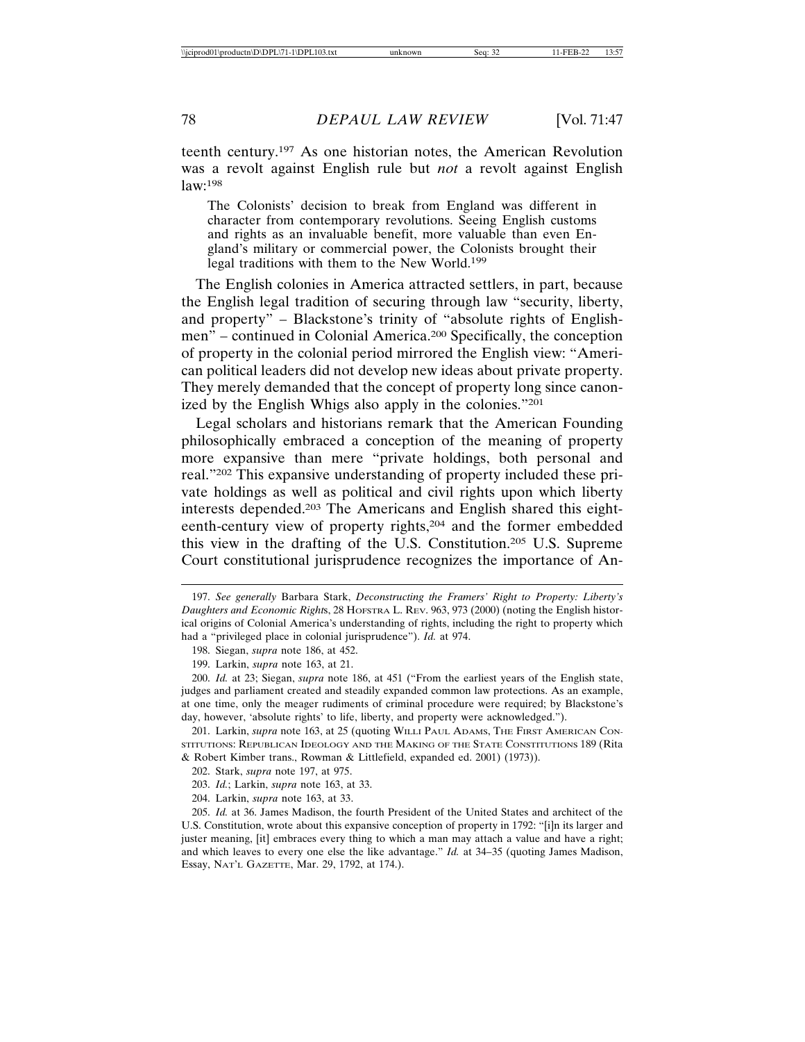teenth century.[197] As one historian notes, the American Revolution was a revolt against English rule but *not* a revolt against English law:[198]

> The Colonists' decision to break from England was different in character from contemporary revolutions. Seeing English customs and rights as an invaluable benefit, more valuable than even England's military or commercial power, the Colonists brought their legal traditions with them to the New World.[199]

The English colonies in America attracted settlers, in part, because the English legal tradition of securing through law "security, liberty, and property" – Blackstone's trinity of "absolute rights of Englishmen" – continued in Colonial America.[200] Specifically, the conception of property in the colonial period mirrored the English view: "American political leaders did not develop new ideas about private property. They merely demanded that the concept of property long since canonized by the English Whigs also apply in the colonies."[201]

Legal scholars and historians remark that the American Founding philosophically embraced a conception of the meaning of property more expansive than mere "private holdings, both personal and real."[202] This expansive understanding of property included these private holdings as well as political and civil rights upon which liberty interests depended.[203] The Americans and English shared this eighteenth-century view of property rights,[204] and the former embedded this view in the drafting of the U.S. Constitution.[205] U.S. Supreme Court constitutional jurisprudence recognizes the importance of An-

---

197. *See generally* Barbara Stark, *Deconstructing the Framers' Right to Property: Liberty's Daughters and Economic Rights*, 28 HOFSTRA L. REV. 963, 973 (2000) (noting the English historical origins of Colonial America's understanding of rights, including the right to property which had a "privileged place in colonial jurisprudence"). *Id.* at 974.

198. Siegan, *supra* note 186, at 452.

199. Larkin, *supra* note 163, at 21.

200. *Id.* at 23; Siegan, *supra* note 186, at 451 ("From the earliest years of the English state, judges and parliament created and steadily expanded common law protections. As an example, at one time, only the meager rudiments of criminal procedure were required; by Blackstone's day, however, 'absolute rights' to life, liberty, and property were acknowledged.").

201. Larkin, *supra* note 163, at 25 (quoting WILLI PAUL ADAMS, THE FIRST AMERICAN CONSTITUTIONS: REPUBLICAN IDEOLOGY AND THE MAKING OF THE STATE CONSTITUTIONS 189 (Rita & Robert Kimber trans., Rowman & Littlefield, expanded ed. 2001) (1973)).

202. Stark, *supra* note 197, at 975.

203. *Id.*; Larkin, *supra* note 163, at 33.

204. Larkin, *supra* note 163, at 33.

205. *Id.* at 36. James Madison, the fourth President of the United States and architect of the U.S. Constitution, wrote about this expansive conception of property in 1792: "[i]n its larger and juster meaning, [it] embraces every thing to which a man may attach a value and have a right; and which leaves to every one else the like advantage." *Id.* at 34–35 (quoting James Madison, Essay, NAT'L GAZETTE, Mar. 29, 1792, at 174.).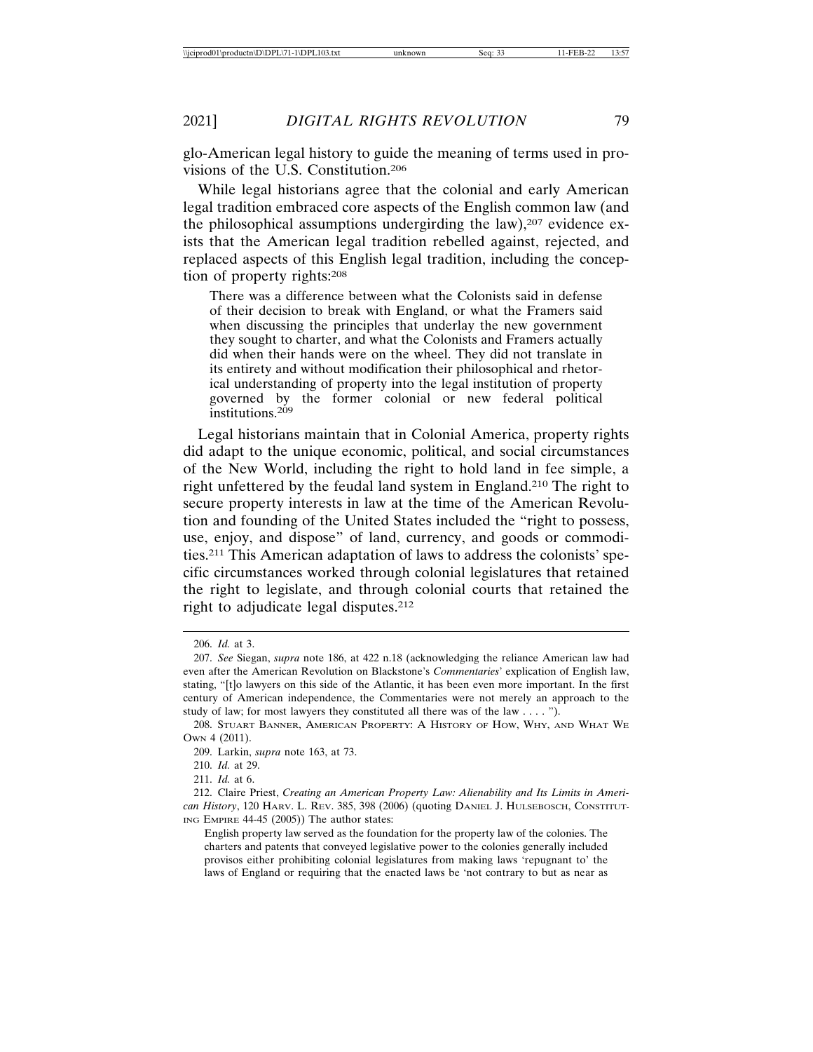glo-American legal history to guide the meaning of terms used in provisions of the U.S. Constitution.[206]

While legal historians agree that the colonial and early American legal tradition embraced core aspects of the English common law (and the philosophical assumptions undergirding the law),[207] evidence exists that the American legal tradition rebelled against, rejected, and replaced aspects of this English legal tradition, including the conception of property rights:[208]

> There was a difference between what the Colonists said in defense of their decision to break with England, or what the Framers said when discussing the principles that underlay the new government they sought to charter, and what the Colonists and Framers actually did when their hands were on the wheel. They did not translate in its entirety and without modification their philosophical and rhetorical understanding of property into the legal institution of property governed by the former colonial or new federal political institutions.[209]

Legal historians maintain that in Colonial America, property rights did adapt to the unique economic, political, and social circumstances of the New World, including the right to hold land in fee simple, a right unfettered by the feudal land system in England.[210] The right to secure property interests in law at the time of the American Revolution and founding of the United States included the "right to possess, use, enjoy, and dispose" of land, currency, and goods or commodities.[211] This American adaptation of laws to address the colonists' specific circumstances worked through colonial legislatures that retained the right to legislate, and through colonial courts that retained the right to adjudicate legal disputes.[212]

---

206. *Id.* at 3.

207. *See* Siegan, *supra* note 186, at 422 n.18 (acknowledging the reliance American law had even after the American Revolution on Blackstone's *Commentaries*' explication of English law, stating, "[t]o lawyers on this side of the Atlantic, it has been even more important. In the first century of American independence, the Commentaries were not merely an approach to the study of law; for most lawyers they constituted all there was of the law . . . . ").

208. Stuart Banner, American Property: A History of How, Why, and What We Own 4 (2011).

209. Larkin, *supra* note 163, at 73.

210. *Id.* at 29.

211. *Id.* at 6.

212. Claire Priest, *Creating an American Property Law: Alienability and Its Limits in American History*, 120 Harv. L. Rev. 385, 398 (2006) (quoting Daniel J. Hulsebosch, Constituting Empire 44-45 (2005)) The author states:

> English property law served as the foundation for the property law of the colonies. The charters and patents that conveyed legislative power to the colonies generally included provisos either prohibiting colonial legislatures from making laws 'repugnant to' the laws of England or requiring that the enacted laws be 'not contrary to but as near as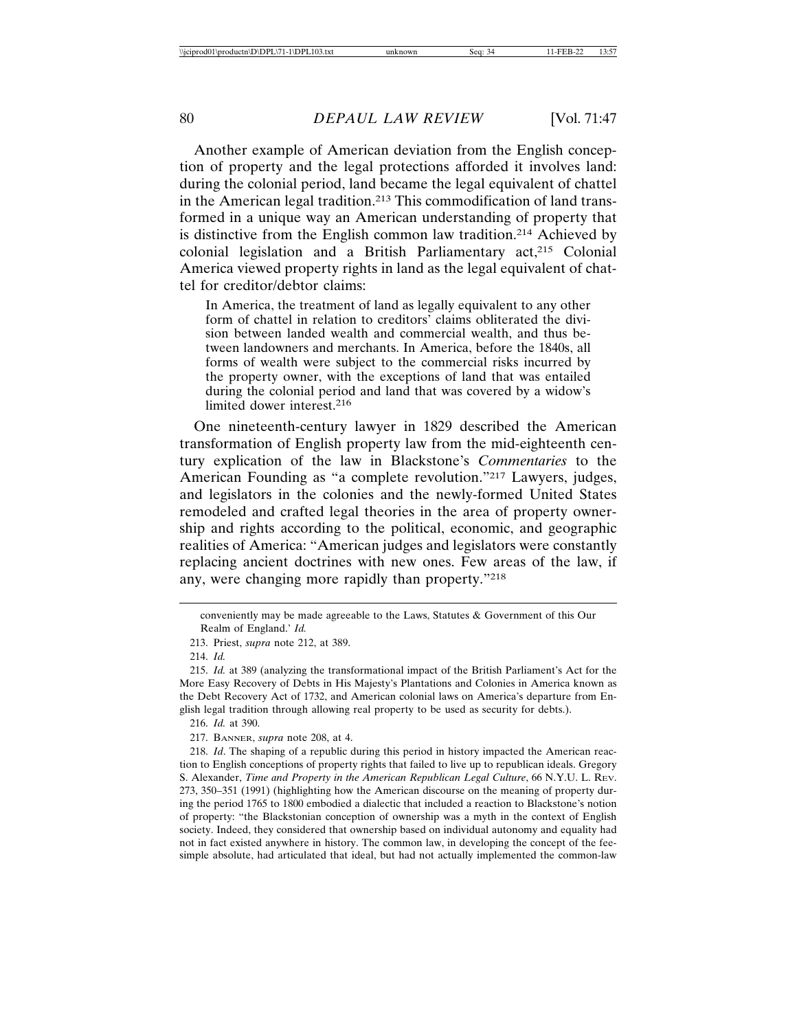Another example of American deviation from the English conception of property and the legal protections afforded it involves land: during the colonial period, land became the legal equivalent of chattel in the American legal tradition.[213] This commodification of land transformed in a unique way an American understanding of property that is distinctive from the English common law tradition.[214] Achieved by colonial legislation and a British Parliamentary act,[215] Colonial America viewed property rights in land as the legal equivalent of chattel for creditor/debtor claims:

> In America, the treatment of land as legally equivalent to any other form of chattel in relation to creditors' claims obliterated the division between landed wealth and commercial wealth, and thus between landowners and merchants. In America, before the 1840s, all forms of wealth were subject to the commercial risks incurred by the property owner, with the exceptions of land that was entailed during the colonial period and land that was covered by a widow's limited dower interest.[216]

One nineteenth-century lawyer in 1829 described the American transformation of English property law from the mid-eighteenth century explication of the law in Blackstone's *Commentaries* to the American Founding as "a complete revolution."[217] Lawyers, judges, and legislators in the colonies and the newly-formed United States remodeled and crafted legal theories in the area of property ownership and rights according to the political, economic, and geographic realities of America: "American judges and legislators were constantly replacing ancient doctrines with new ones. Few areas of the law, if any, were changing more rapidly than property."[218]

---

conveniently may be made agreeable to the Laws, Statutes & Government of this Our Realm of England.' *Id.*

213. Priest, *supra* note 212, at 389.

214. *Id.*

215. *Id.* at 389 (analyzing the transformational impact of the British Parliament's Act for the More Easy Recovery of Debts in His Majesty's Plantations and Colonies in America known as the Debt Recovery Act of 1732, and American colonial laws on America's departure from English legal tradition through allowing real property to be used as security for debts.).

216. *Id.* at 390.

217. BANNER, *supra* note 208, at 4.

218. *Id*. The shaping of a republic during this period in history impacted the American reaction to English conceptions of property rights that failed to live up to republican ideals. Gregory S. Alexander, *Time and Property in the American Republican Legal Culture*, 66 N.Y.U. L. REV. 273, 350–351 (1991) (highlighting how the American discourse on the meaning of property during the period 1765 to 1800 embodied a dialectic that included a reaction to Blackstone's notion of property: "the Blackstonian conception of ownership was a myth in the context of English society. Indeed, they considered that ownership based on individual autonomy and equality had not in fact existed anywhere in history. The common law, in developing the concept of the fee-simple absolute, had articulated that ideal, but had not actually implemented the common-law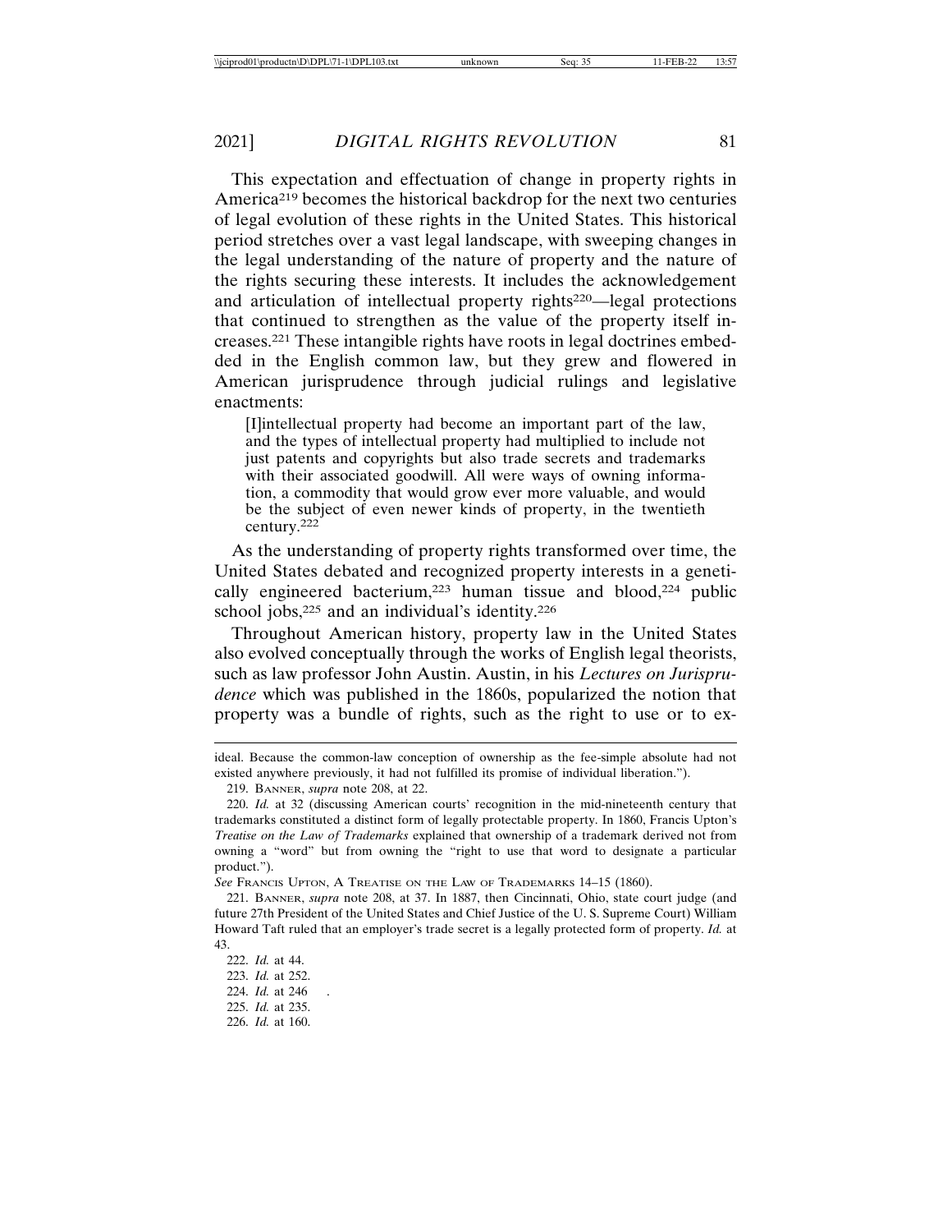This expectation and effectuation of change in property rights in America[219] becomes the historical backdrop for the next two centuries of legal evolution of these rights in the United States. This historical period stretches over a vast legal landscape, with sweeping changes in the legal understanding of the nature of property and the nature of the rights securing these interests. It includes the acknowledgement and articulation of intellectual property rights[220]—legal protections that continued to strengthen as the value of the property itself increases.[221] These intangible rights have roots in legal doctrines embedded in the English common law, but they grew and flowered in American jurisprudence through judicial rulings and legislative enactments:

> [I]intellectual property had become an important part of the law, and the types of intellectual property had multiplied to include not just patents and copyrights but also trade secrets and trademarks with their associated goodwill. All were ways of owning information, a commodity that would grow ever more valuable, and would be the subject of even newer kinds of property, in the twentieth century.[222]

As the understanding of property rights transformed over time, the United States debated and recognized property interests in a genetically engineered bacterium,[223] human tissue and blood,[224] public school jobs,[225] and an individual's identity.[226]

Throughout American history, property law in the United States also evolved conceptually through the works of English legal theorists, such as law professor John Austin. Austin, in his *Lectures on Jurisprudence* which was published in the 1860s, popularized the notion that property was a bundle of rights, such as the right to use or to ex-

---

ideal. Because the common-law conception of ownership as the fee-simple absolute had not existed anywhere previously, it had not fulfilled its promise of individual liberation.").

219. BANNER, *supra* note 208, at 22.

220. *Id.* at 32 (discussing American courts' recognition in the mid-nineteenth century that trademarks constituted a distinct form of legally protectable property. In 1860, Francis Upton's *Treatise on the Law of Trademarks* explained that ownership of a trademark derived not from owning a "word" but from owning the "right to use that word to designate a particular product.").
*See* FRANCIS UPTON, A TREATISE ON THE LAW OF TRADEMARKS 14–15 (1860).

221. BANNER, *supra* note 208, at 37. In 1887, then Cincinnati, Ohio, state court judge (and future 27th President of the United States and Chief Justice of the U. S. Supreme Court) William Howard Taft ruled that an employer's trade secret is a legally protected form of property. *Id.* at 43.

222. *Id.* at 44.

223. *Id.* at 252.

224. *Id.* at 246 .

225. *Id.* at 235.

226. *Id.* at 160.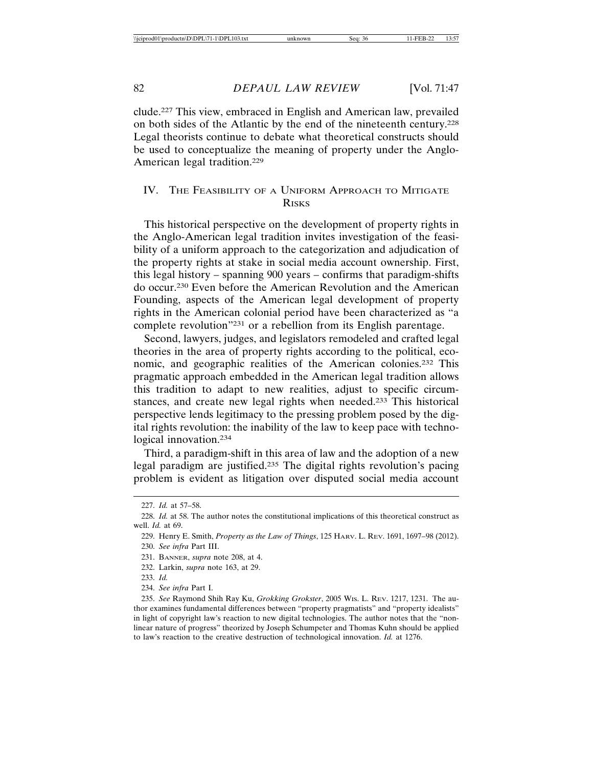clude.[227] This view, embraced in English and American law, prevailed on both sides of the Atlantic by the end of the nineteenth century.[228] Legal theorists continue to debate what theoretical constructs should be used to conceptualize the meaning of property under the Anglo-American legal tradition.[229]

## IV. The Feasibility of a Uniform Approach to Mitigate Risks

This historical perspective on the development of property rights in the Anglo-American legal tradition invites investigation of the feasibility of a uniform approach to the categorization and adjudication of the property rights at stake in social media account ownership. First, this legal history – spanning 900 years – confirms that paradigm-shifts do occur.[230] Even before the American Revolution and the American Founding, aspects of the American legal development of property rights in the American colonial period have been characterized as "a complete revolution"[231] or a rebellion from its English parentage.

Second, lawyers, judges, and legislators remodeled and crafted legal theories in the area of property rights according to the political, economic, and geographic realities of the American colonies.[232] This pragmatic approach embedded in the American legal tradition allows this tradition to adapt to new realities, adjust to specific circumstances, and create new legal rights when needed.[233] This historical perspective lends legitimacy to the pressing problem posed by the digital rights revolution: the inability of the law to keep pace with technological innovation.[234]

Third, a paradigm-shift in this area of law and the adoption of a new legal paradigm are justified.[235] The digital rights revolution's pacing problem is evident as litigation over disputed social media account

---

227. *Id.* at 57–58.

228. *Id.* at 58. The author notes the constitutional implications of this theoretical construct as well. *Id.* at 69.

229. Henry E. Smith, *Property as the Law of Things*, 125 Harv. L. Rev. 1691, 1697–98 (2012).

230. *See infra* Part III.

231. Banner, *supra* note 208, at 4.

232. Larkin, *supra* note 163, at 29.

233. *Id.*

234. *See infra* Part I.

235. *See* Raymond Shih Ray Ku, *Grokking Grokster*, 2005 Wis. L. Rev. 1217, 1231. The author examines fundamental differences between "property pragmatists" and "property idealists" in light of copyright law's reaction to new digital technologies. The author notes that the "non-linear nature of progress" theorized by Joseph Schumpeter and Thomas Kuhn should be applied to law's reaction to the creative destruction of technological innovation. *Id.* at 1276.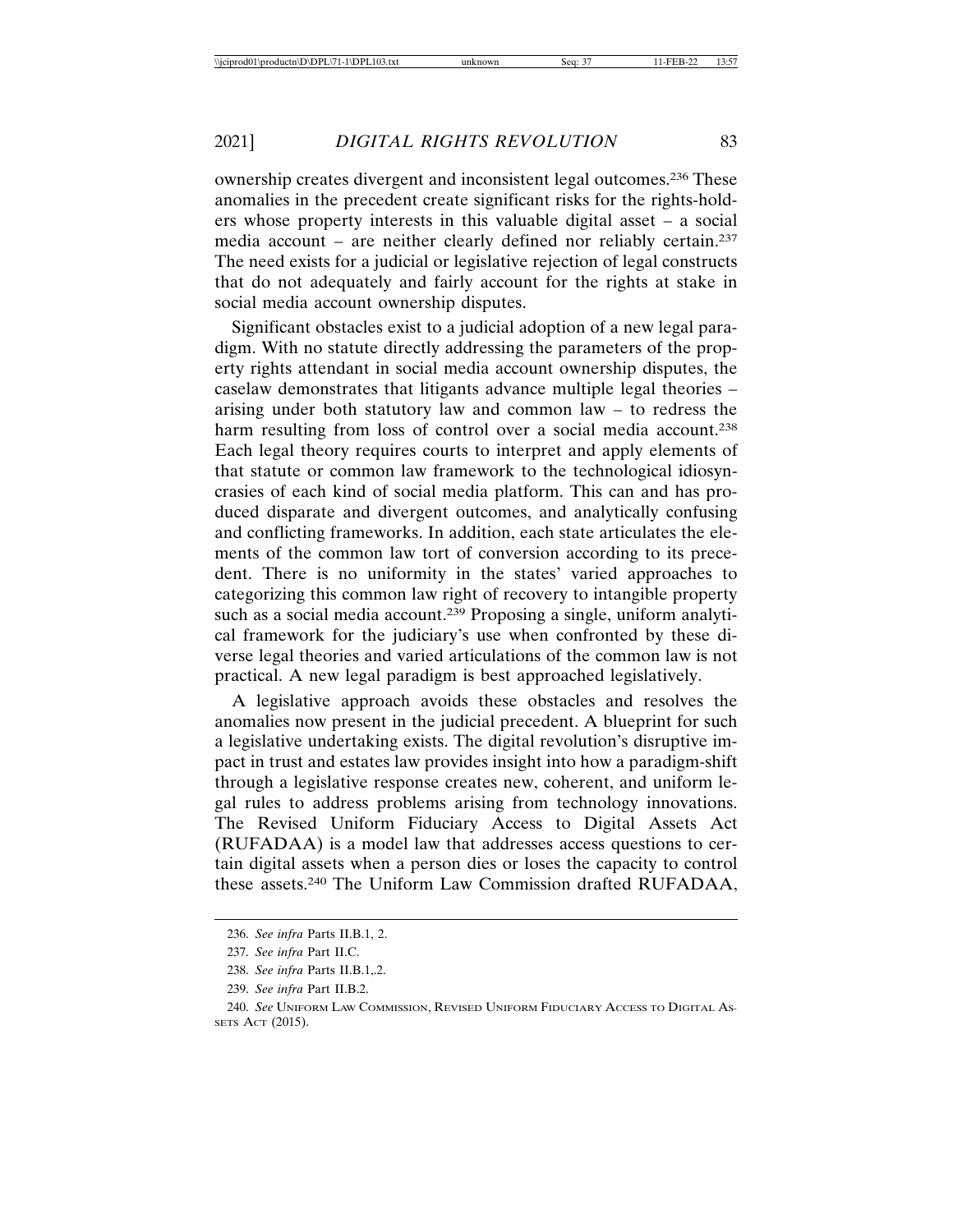ownership creates divergent and inconsistent legal outcomes.[236] These anomalies in the precedent create significant risks for the rights-holders whose property interests in this valuable digital asset – a social media account – are neither clearly defined nor reliably certain.[237] The need exists for a judicial or legislative rejection of legal constructs that do not adequately and fairly account for the rights at stake in social media account ownership disputes.

Significant obstacles exist to a judicial adoption of a new legal paradigm. With no statute directly addressing the parameters of the property rights attendant in social media account ownership disputes, the caselaw demonstrates that litigants advance multiple legal theories – arising under both statutory law and common law – to redress the harm resulting from loss of control over a social media account.[238] Each legal theory requires courts to interpret and apply elements of that statute or common law framework to the technological idiosyncrasies of each kind of social media platform. This can and has produced disparate and divergent outcomes, and analytically confusing and conflicting frameworks. In addition, each state articulates the elements of the common law tort of conversion according to its precedent. There is no uniformity in the states' varied approaches to categorizing this common law right of recovery to intangible property such as a social media account.[239] Proposing a single, uniform analytical framework for the judiciary's use when confronted by these diverse legal theories and varied articulations of the common law is not practical. A new legal paradigm is best approached legislatively.

A legislative approach avoids these obstacles and resolves the anomalies now present in the judicial precedent. A blueprint for such a legislative undertaking exists. The digital revolution's disruptive impact in trust and estates law provides insight into how a paradigm-shift through a legislative response creates new, coherent, and uniform legal rules to address problems arising from technology innovations. The Revised Uniform Fiduciary Access to Digital Assets Act (RUFADAA) is a model law that addresses access questions to certain digital assets when a person dies or loses the capacity to control these assets.[240] The Uniform Law Commission drafted RUFADAA,

236. *See infra* Parts II.B.1, 2.

237. *See infra* Part II.C.

238. *See infra* Parts II.B.1,.2.

239. *See infra* Part II.B.2.

240. *See* UNIFORM LAW COMMISSION, REVISED UNIFORM FIDUCIARY ACCESS TO DIGITAL ASSETS ACT (2015).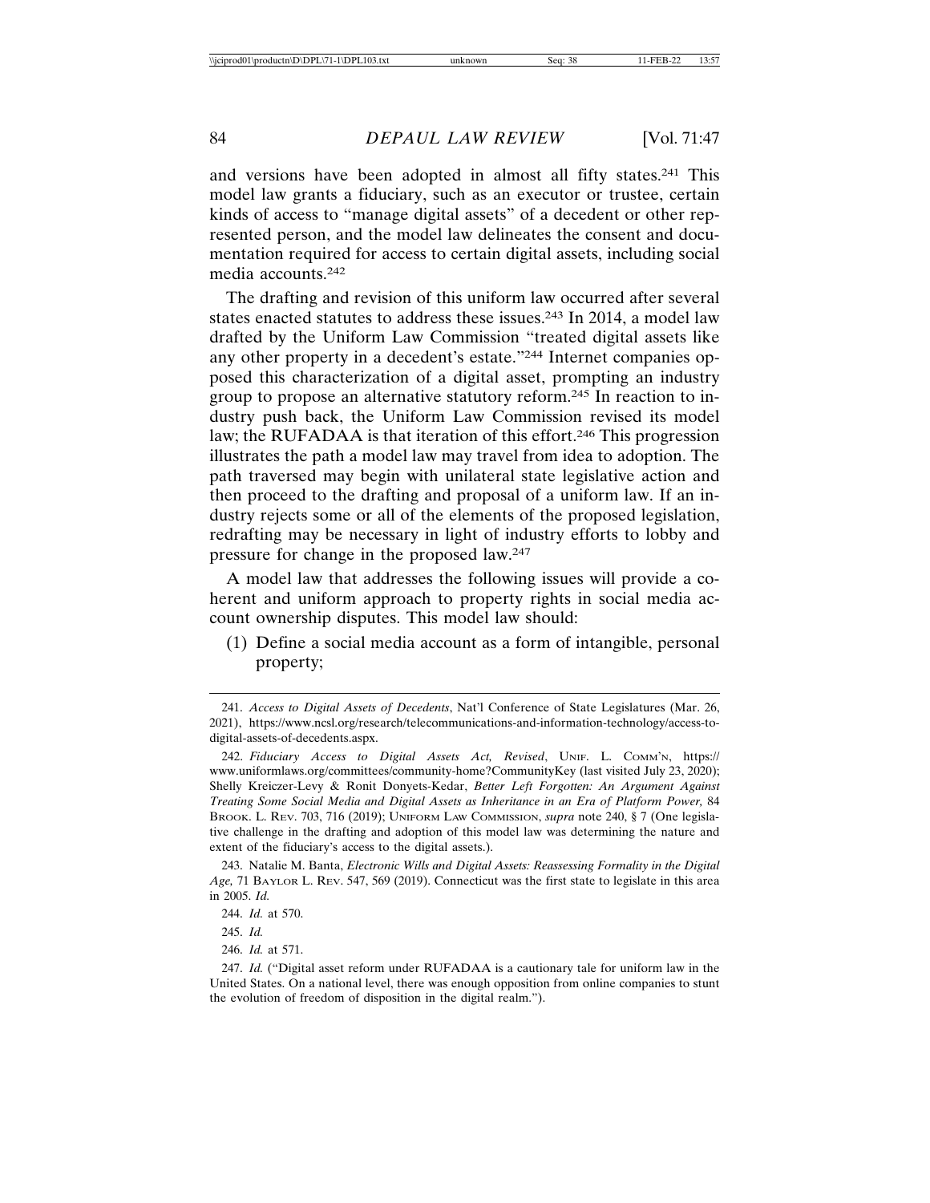and versions have been adopted in almost all fifty states.[241] This model law grants a fiduciary, such as an executor or trustee, certain kinds of access to "manage digital assets" of a decedent or other represented person, and the model law delineates the consent and documentation required for access to certain digital assets, including social media accounts.[242]

The drafting and revision of this uniform law occurred after several states enacted statutes to address these issues.[243] In 2014, a model law drafted by the Uniform Law Commission "treated digital assets like any other property in a decedent's estate."[244] Internet companies opposed this characterization of a digital asset, prompting an industry group to propose an alternative statutory reform.[245] In reaction to industry push back, the Uniform Law Commission revised its model law; the RUFADAA is that iteration of this effort.[246] This progression illustrates the path a model law may travel from idea to adoption. The path traversed may begin with unilateral state legislative action and then proceed to the drafting and proposal of a uniform law. If an industry rejects some or all of the elements of the proposed legislation, redrafting may be necessary in light of industry efforts to lobby and pressure for change in the proposed law.[247]

A model law that addresses the following issues will provide a coherent and uniform approach to property rights in social media account ownership disputes. This model law should:

(1) Define a social media account as a form of intangible, personal property;

---

241. *Access to Digital Assets of Decedents*, Nat'l Conference of State Legislatures (Mar. 26, 2021), https://www.ncsl.org/research/telecommunications-and-information-technology/access-to-digital-assets-of-decedents.aspx.

242. *Fiduciary Access to Digital Assets Act, Revised*, UNIF. L. COMM'N, https://www.uniformlaws.org/committees/community-home?CommunityKey (last visited July 23, 2020); Shelly Kreiczer-Levy & Ronit Donyets-Kedar, *Better Left Forgotten: An Argument Against Treating Some Social Media and Digital Assets as Inheritance in an Era of Platform Power,* 84 BROOK. L. REV. 703, 716 (2019); UNIFORM LAW COMMISSION, *supra* note 240, § 7 (One legislative challenge in the drafting and adoption of this model law was determining the nature and extent of the fiduciary's access to the digital assets.).

243. Natalie M. Banta, *Electronic Wills and Digital Assets: Reassessing Formality in the Digital Age,* 71 BAYLOR L. REV. 547, 569 (2019). Connecticut was the first state to legislate in this area in 2005. *Id.*

244. *Id.* at 570.

245. *Id.*

246. *Id.* at 571.

247. *Id.* ("Digital asset reform under RUFADAA is a cautionary tale for uniform law in the United States. On a national level, there was enough opposition from online companies to stunt the evolution of freedom of disposition in the digital realm.").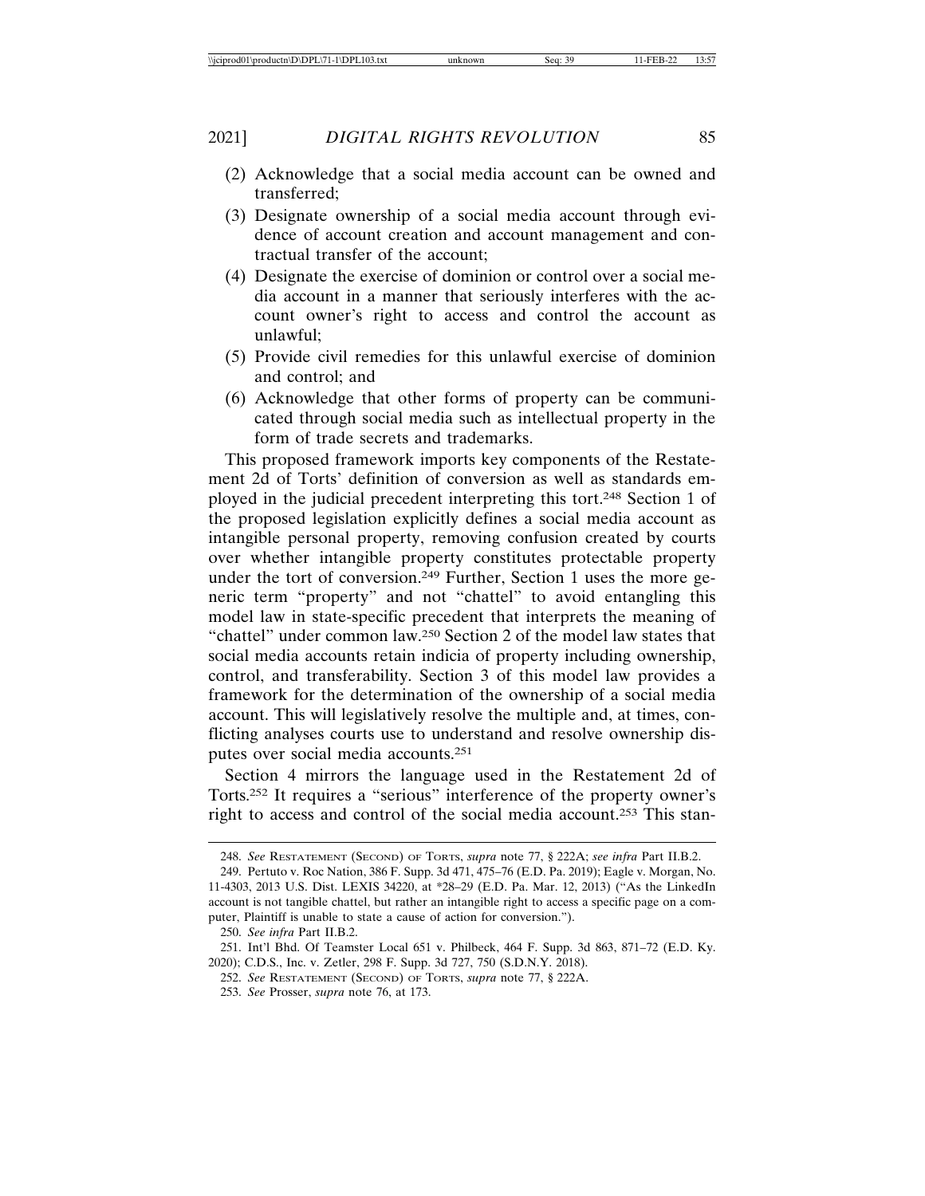(2) Acknowledge that a social media account can be owned and transferred;

(3) Designate ownership of a social media account through evidence of account creation and account management and contractual transfer of the account;

(4) Designate the exercise of dominion or control over a social media account in a manner that seriously interferes with the account owner's right to access and control the account as unlawful;

(5) Provide civil remedies for this unlawful exercise of dominion and control; and

(6) Acknowledge that other forms of property can be communicated through social media such as intellectual property in the form of trade secrets and trademarks.

This proposed framework imports key components of the Restatement 2d of Torts' definition of conversion as well as standards employed in the judicial precedent interpreting this tort.[248] Section 1 of the proposed legislation explicitly defines a social media account as intangible personal property, removing confusion created by courts over whether intangible property constitutes protectable property under the tort of conversion.[249] Further, Section 1 uses the more generic term "property" and not "chattel" to avoid entangling this model law in state-specific precedent that interprets the meaning of "chattel" under common law.[250] Section 2 of the model law states that social media accounts retain indicia of property including ownership, control, and transferability. Section 3 of this model law provides a framework for the determination of the ownership of a social media account. This will legislatively resolve the multiple and, at times, conflicting analyses courts use to understand and resolve ownership disputes over social media accounts.[251]

Section 4 mirrors the language used in the Restatement 2d of Torts.[252] It requires a "serious" interference of the property owner's right to access and control of the social media account.[253] This stan-

---

248. *See* RESTATEMENT (SECOND) OF TORTS, *supra* note 77, § 222A; *see infra* Part II.B.2.

249. Pertuto v. Roc Nation, 386 F. Supp. 3d 471, 475–76 (E.D. Pa. 2019); Eagle v. Morgan, No. 11-4303, 2013 U.S. Dist. LEXIS 34220, at *28–29 (E.D. Pa. Mar. 12, 2013) ("As the LinkedIn account is not tangible chattel, but rather an intangible right to access a specific page on a computer, Plaintiff is unable to state a cause of action for conversion.").

250. *See infra* Part II.B.2.

251. Int'l Bhd. Of Teamster Local 651 v. Philbeck, 464 F. Supp. 3d 863, 871–72 (E.D. Ky. 2020); C.D.S., Inc. v. Zetler, 298 F. Supp. 3d 727, 750 (S.D.N.Y. 2018).

252. *See* RESTATEMENT (SECOND) OF TORTS, *supra* note 77, § 222A.

253. *See* Prosser, *supra* note 76, at 173.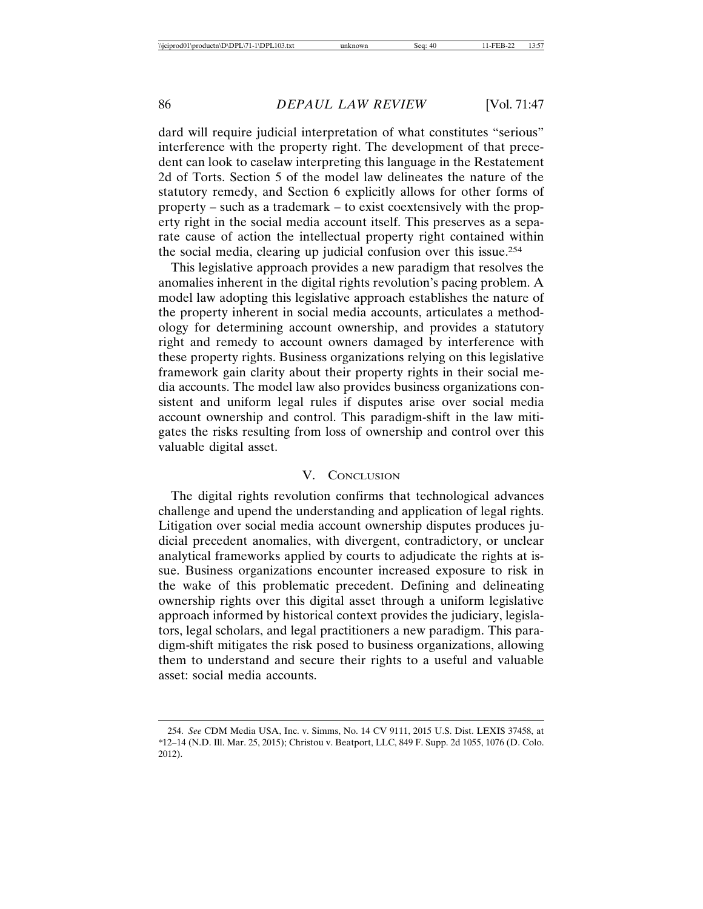dard will require judicial interpretation of what constitutes "serious" interference with the property right. The development of that precedent can look to caselaw interpreting this language in the Restatement 2d of Torts. Section 5 of the model law delineates the nature of the statutory remedy, and Section 6 explicitly allows for other forms of property – such as a trademark – to exist coextensively with the property right in the social media account itself. This preserves as a separate cause of action the intellectual property right contained within the social media, clearing up judicial confusion over this issue.[254]

This legislative approach provides a new paradigm that resolves the anomalies inherent in the digital rights revolution's pacing problem. A model law adopting this legislative approach establishes the nature of the property inherent in social media accounts, articulates a methodology for determining account ownership, and provides a statutory right and remedy to account owners damaged by interference with these property rights. Business organizations relying on this legislative framework gain clarity about their property rights in their social media accounts. The model law also provides business organizations consistent and uniform legal rules if disputes arise over social media account ownership and control. This paradigm-shift in the law mitigates the risks resulting from loss of ownership and control over this valuable digital asset.

## V. Conclusion

The digital rights revolution confirms that technological advances challenge and upend the understanding and application of legal rights. Litigation over social media account ownership disputes produces judicial precedent anomalies, with divergent, contradictory, or unclear analytical frameworks applied by courts to adjudicate the rights at issue. Business organizations encounter increased exposure to risk in the wake of this problematic precedent. Defining and delineating ownership rights over this digital asset through a uniform legislative approach informed by historical context provides the judiciary, legislators, legal scholars, and legal practitioners a new paradigm. This paradigm-shift mitigates the risk posed to business organizations, allowing them to understand and secure their rights to a useful and valuable asset: social media accounts.

---

254. *See* CDM Media USA, Inc. v. Simms, No. 14 CV 9111, 2015 U.S. Dist. LEXIS 37458, at *12–14 (N.D. Ill. Mar. 25, 2015); Christou v. Beatport, LLC, 849 F. Supp. 2d 1055, 1076 (D. Colo. 2012).